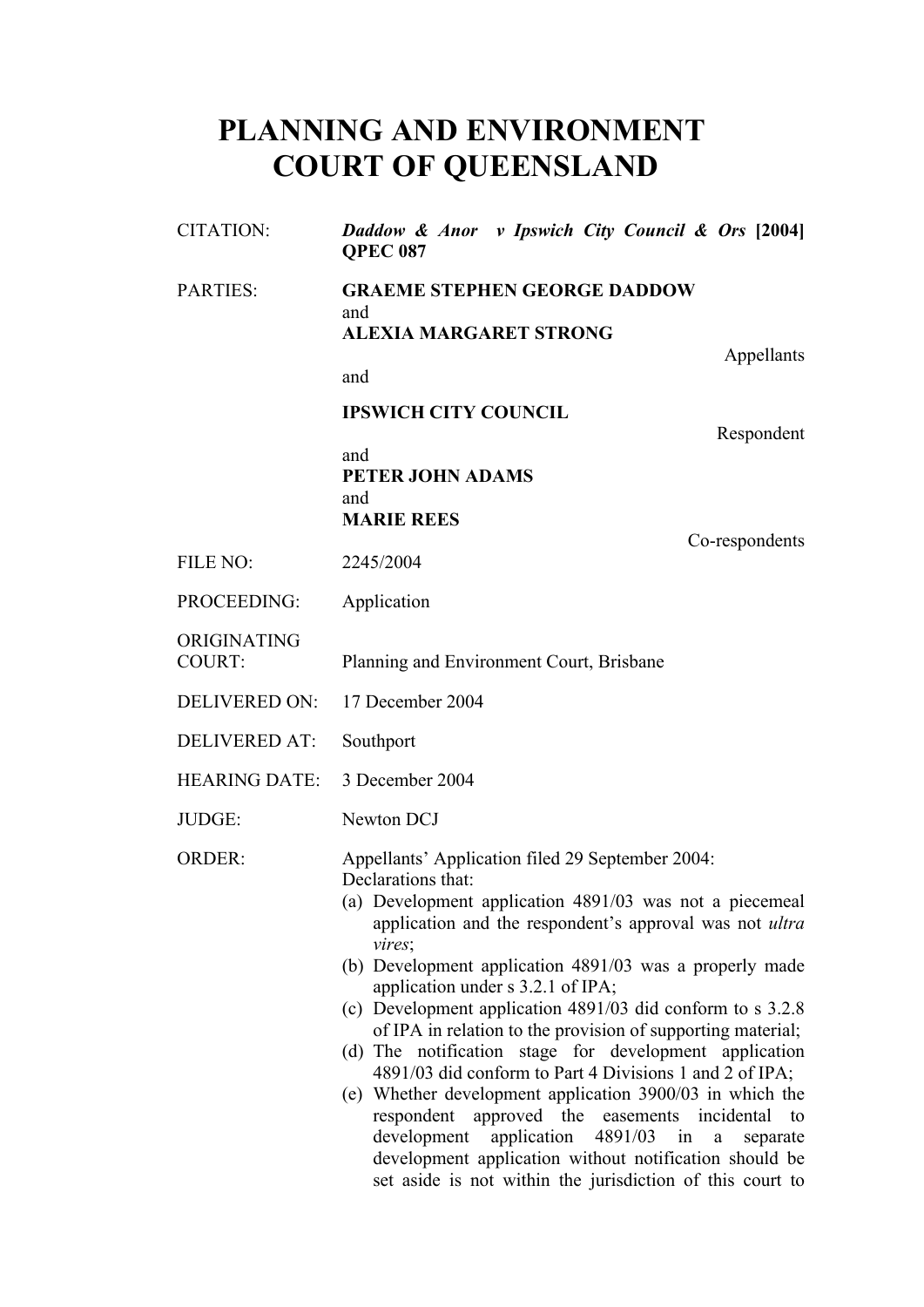# PLANNING AND ENVIRONMENT COURT OF QUEENSLAND

| | |
|---|---|
| CITATION: | ***Daddow & Anor v Ipswich City Council & Ors* [2004] QPEC 087** |
| PARTIES: | **GRAEME STEPHEN GEORGE DADDOW** and **ALEXIA MARGARET STRONG** Appellants and **IPSWICH CITY COUNCIL** Respondent and **PETER JOHN ADAMS** and **MARIE REES** Co-respondents |
| FILE NO: | 2245/2004 |
| PROCEEDING: | Application |
| ORIGINATING COURT: | Planning and Environment Court, Brisbane |
| DELIVERED ON: | 17 December 2004 |
| DELIVERED AT: | Southport |
| HEARING DATE: | 3 December 2004 |
| JUDGE: | Newton DCJ |
| ORDER: | Appellants' Application filed 29 September 2004: Declarations that: (a) Development application 4891/03 was not a piecemeal application and the respondent's approval was not *ultra vires*; (b) Development application 4891/03 was a properly made application under s 3.2.1 of IPA; (c) Development application 4891/03 did conform to s 3.2.8 of IPA in relation to the provision of supporting material; (d) The notification stage for development application 4891/03 did conform to Part 4 Divisions 1 and 2 of IPA; (e) Whether development application 3900/03 in which the respondent approved the easements incidental to development application 4891/03 in a separate development application without notification should be set aside is not within the jurisdiction of this court to |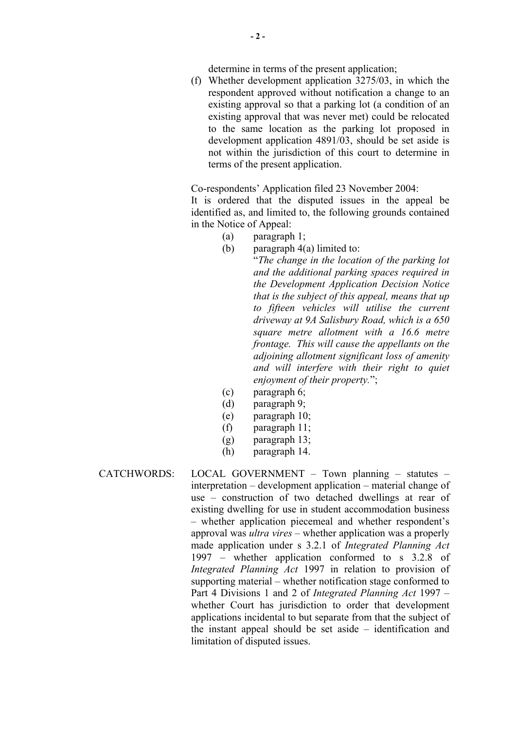determine in terms of the present application;

(f) Whether development application 3275/03, in which the respondent approved without notification a change to an existing approval so that a parking lot (a condition of an existing approval that was never met) could be relocated to the same location as the parking lot proposed in development application 4891/03, should be set aside is not within the jurisdiction of this court to determine in terms of the present application.

Co-respondents' Application filed 23 November 2004:

It is ordered that the disputed issues in the appeal be identified as, and limited to, the following grounds contained in the Notice of Appeal:

(a) paragraph 1;

(b) paragraph 4(a) limited to:

"*The change in the location of the parking lot and the additional parking spaces required in the Development Application Decision Notice that is the subject of this appeal, means that up to fifteen vehicles will utilise the current driveway at 9A Salisbury Road, which is a 650 square metre allotment with a 16.6 metre frontage. This will cause the appellants on the adjoining allotment significant loss of amenity and will interfere with their right to quiet enjoyment of their property.*";

(c) paragraph 6;

(d) paragraph 9;

(e) paragraph 10;

(f) paragraph 11;

(g) paragraph 13;

(h) paragraph 14.

CATCHWORDS: LOCAL GOVERNMENT – Town planning – statutes – interpretation – development application – material change of use – construction of two detached dwellings at rear of existing dwelling for use in student accommodation business – whether application piecemeal and whether respondent's approval was *ultra vires* – whether application was a properly made application under s 3.2.1 of *Integrated Planning Act* 1997 – whether application conformed to s 3.2.8 of *Integrated Planning Act* 1997 in relation to provision of supporting material – whether notification stage conformed to Part 4 Divisions 1 and 2 of *Integrated Planning Act* 1997 – whether Court has jurisdiction to order that development applications incidental to but separate from that the subject of the instant appeal should be set aside – identification and limitation of disputed issues.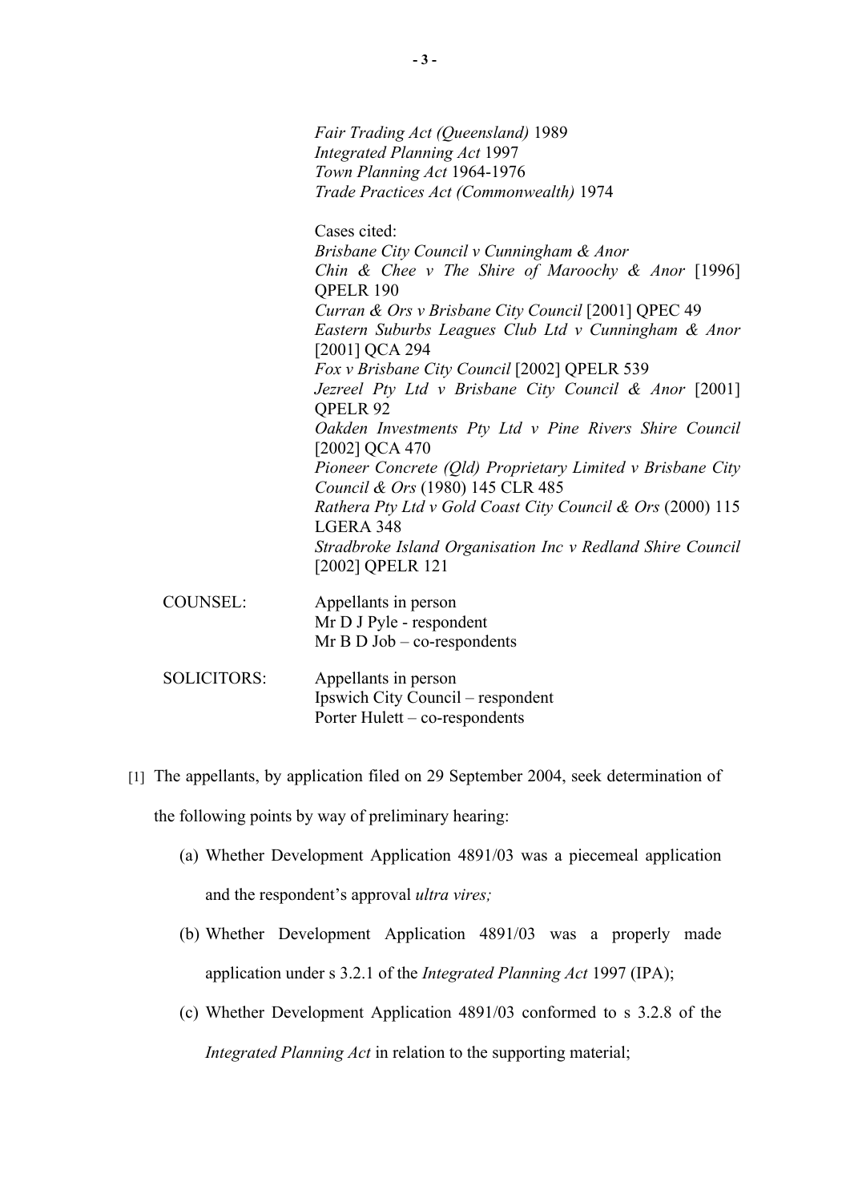*Fair Trading Act (Queensland)* 1989
*Integrated Planning Act* 1997
*Town Planning Act* 1964-1976
*Trade Practices Act (Commonwealth)* 1974

Cases cited:
*Brisbane City Council v Cunningham & Anor*
*Chin & Chee v The Shire of Maroochy & Anor* [1996] QPELR 190
*Curran & Ors v Brisbane City Council* [2001] QPEC 49
*Eastern Suburbs Leagues Club Ltd v Cunningham & Anor* [2001] QCA 294
*Fox v Brisbane City Council* [2002] QPELR 539
*Jezreel Pty Ltd v Brisbane City Council & Anor* [2001] QPELR 92
*Oakden Investments Pty Ltd v Pine Rivers Shire Council* [2002] QCA 470
*Pioneer Concrete (Qld) Proprietary Limited v Brisbane City Council & Ors* (1980) 145 CLR 485
*Rathera Pty Ltd v Gold Coast City Council & Ors* (2000) 115 LGERA 348
*Stradbroke Island Organisation Inc v Redland Shire Council* [2002] QPELR 121

| | |
|---|---|
| COUNSEL: | Appellants in person<br>Mr D J Pyle - respondent<br>Mr B D Job – co-respondents |
| SOLICITORS: | Appellants in person<br>Ipswich City Council – respondent<br>Porter Hulett – co-respondents |

[1] The appellants, by application filed on 29 September 2004, seek determination of the following points by way of preliminary hearing:

(a) Whether Development Application 4891/03 was a piecemeal application and the respondent's approval *ultra vires;*

(b) Whether Development Application 4891/03 was a properly made application under s 3.2.1 of the *Integrated Planning Act* 1997 (IPA);

(c) Whether Development Application 4891/03 conformed to s 3.2.8 of the *Integrated Planning Act* in relation to the supporting material;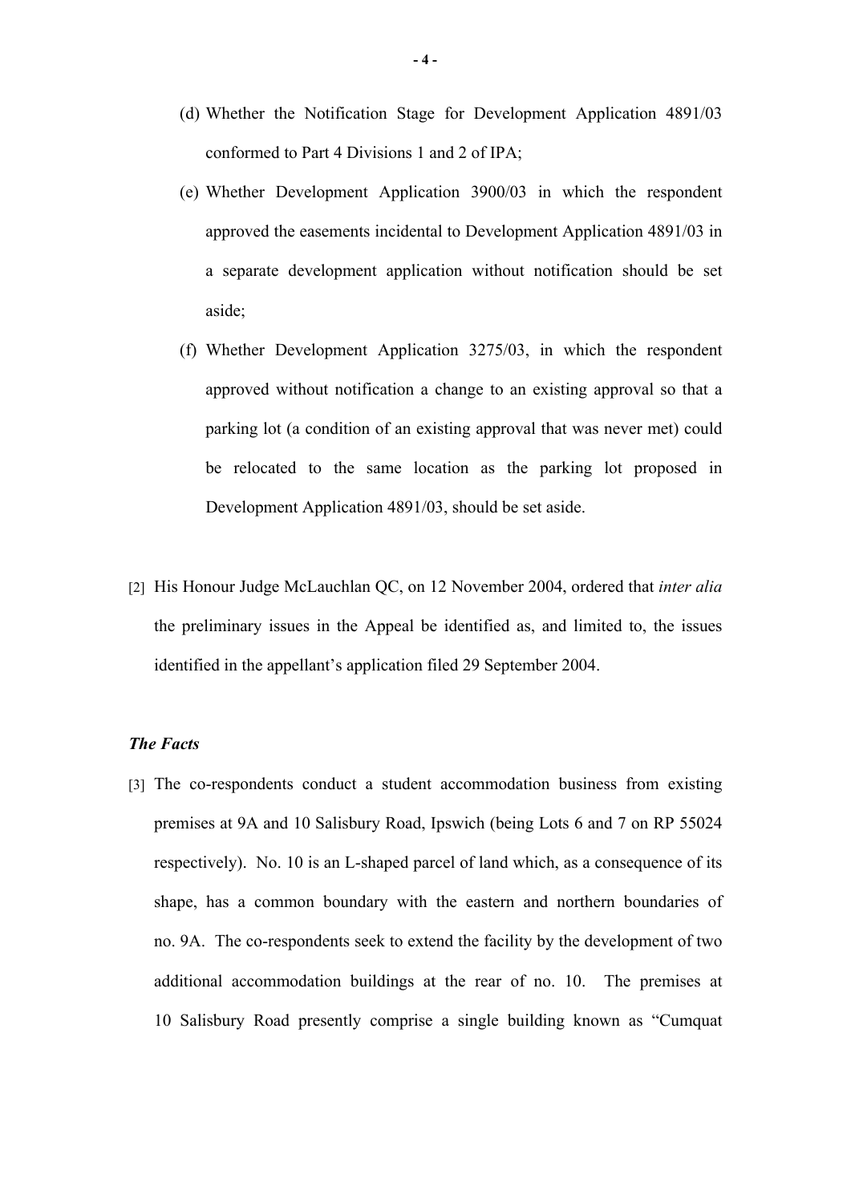(d) Whether the Notification Stage for Development Application 4891/03 conformed to Part 4 Divisions 1 and 2 of IPA;

(e) Whether Development Application 3900/03 in which the respondent approved the easements incidental to Development Application 4891/03 in a separate development application without notification should be set aside;

(f) Whether Development Application 3275/03, in which the respondent approved without notification a change to an existing approval so that a parking lot (a condition of an existing approval that was never met) could be relocated to the same location as the parking lot proposed in Development Application 4891/03, should be set aside.

[2] His Honour Judge McLauchlan QC, on 12 November 2004, ordered that *inter alia* the preliminary issues in the Appeal be identified as, and limited to, the issues identified in the appellant's application filed 29 September 2004.

***The Facts***

[3] The co-respondents conduct a student accommodation business from existing premises at 9A and 10 Salisbury Road, Ipswich (being Lots 6 and 7 on RP 55024 respectively). No. 10 is an L-shaped parcel of land which, as a consequence of its shape, has a common boundary with the eastern and northern boundaries of no. 9A. The co-respondents seek to extend the facility by the development of two additional accommodation buildings at the rear of no. 10. The premises at 10 Salisbury Road presently comprise a single building known as "Cumquat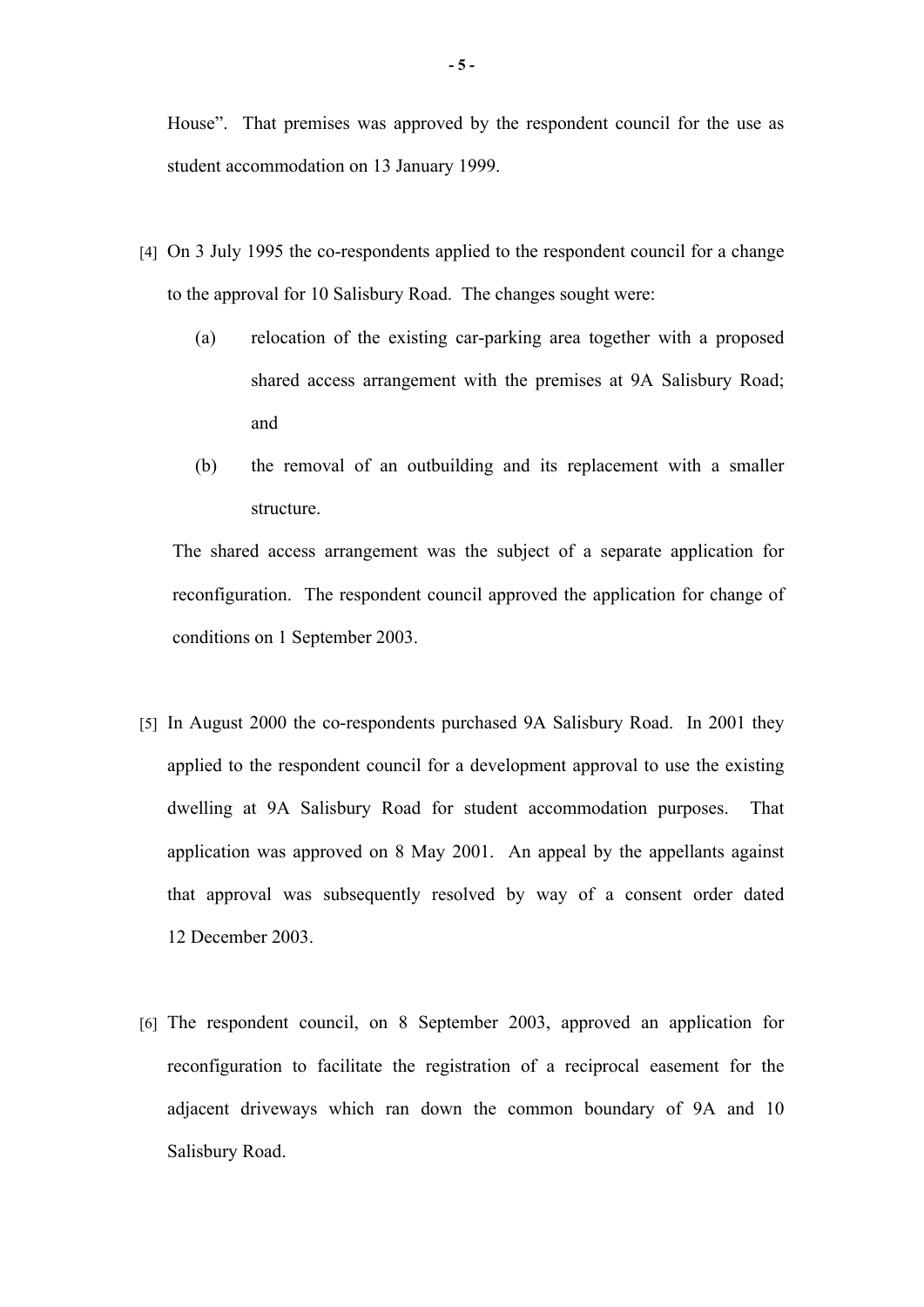House". That premises was approved by the respondent council for the use as student accommodation on 13 January 1999.

[4] On 3 July 1995 the co-respondents applied to the respondent council for a change to the approval for 10 Salisbury Road. The changes sought were:

(a) relocation of the existing car-parking area together with a proposed shared access arrangement with the premises at 9A Salisbury Road; and

(b) the removal of an outbuilding and its replacement with a smaller structure.

The shared access arrangement was the subject of a separate application for reconfiguration. The respondent council approved the application for change of conditions on 1 September 2003.

[5] In August 2000 the co-respondents purchased 9A Salisbury Road. In 2001 they applied to the respondent council for a development approval to use the existing dwelling at 9A Salisbury Road for student accommodation purposes. That application was approved on 8 May 2001. An appeal by the appellants against that approval was subsequently resolved by way of a consent order dated 12 December 2003.

[6] The respondent council, on 8 September 2003, approved an application for reconfiguration to facilitate the registration of a reciprocal easement for the adjacent driveways which ran down the common boundary of 9A and 10 Salisbury Road.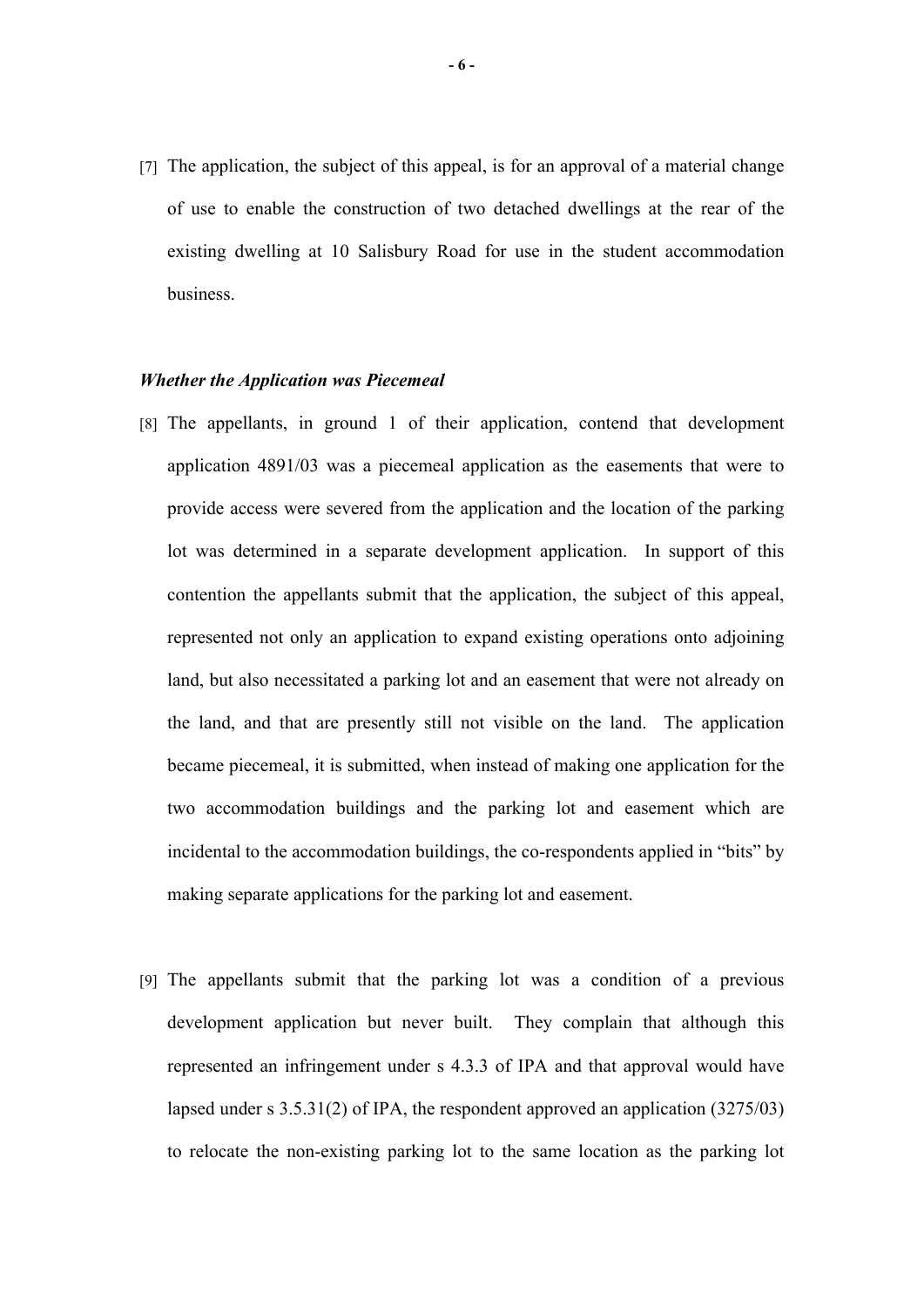[7] The application, the subject of this appeal, is for an approval of a material change of use to enable the construction of two detached dwellings at the rear of the existing dwelling at 10 Salisbury Road for use in the student accommodation business.

***Whether the Application was Piecemeal***

[8] The appellants, in ground 1 of their application, contend that development application 4891/03 was a piecemeal application as the easements that were to provide access were severed from the application and the location of the parking lot was determined in a separate development application. In support of this contention the appellants submit that the application, the subject of this appeal, represented not only an application to expand existing operations onto adjoining land, but also necessitated a parking lot and an easement that were not already on the land, and that are presently still not visible on the land. The application became piecemeal, it is submitted, when instead of making one application for the two accommodation buildings and the parking lot and easement which are incidental to the accommodation buildings, the co-respondents applied in "bits" by making separate applications for the parking lot and easement.

[9] The appellants submit that the parking lot was a condition of a previous development application but never built. They complain that although this represented an infringement under s 4.3.3 of IPA and that approval would have lapsed under s 3.5.31(2) of IPA, the respondent approved an application (3275/03) to relocate the non-existing parking lot to the same location as the parking lot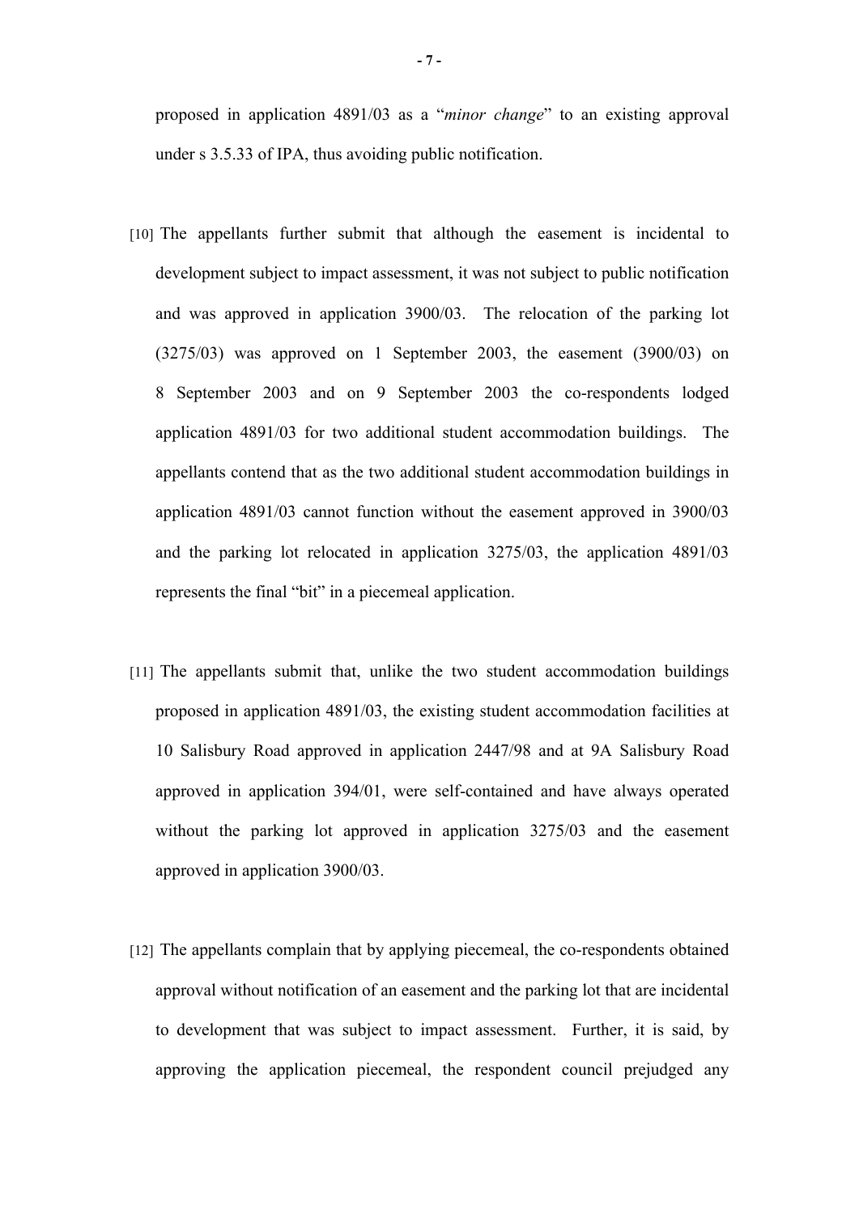proposed in application 4891/03 as a "*minor change*" to an existing approval under s 3.5.33 of IPA, thus avoiding public notification.

[10] The appellants further submit that although the easement is incidental to development subject to impact assessment, it was not subject to public notification and was approved in application 3900/03. The relocation of the parking lot (3275/03) was approved on 1 September 2003, the easement (3900/03) on 8 September 2003 and on 9 September 2003 the co-respondents lodged application 4891/03 for two additional student accommodation buildings. The appellants contend that as the two additional student accommodation buildings in application 4891/03 cannot function without the easement approved in 3900/03 and the parking lot relocated in application 3275/03, the application 4891/03 represents the final "bit" in a piecemeal application.

[11] The appellants submit that, unlike the two student accommodation buildings proposed in application 4891/03, the existing student accommodation facilities at 10 Salisbury Road approved in application 2447/98 and at 9A Salisbury Road approved in application 394/01, were self-contained and have always operated without the parking lot approved in application 3275/03 and the easement approved in application 3900/03.

[12] The appellants complain that by applying piecemeal, the co-respondents obtained approval without notification of an easement and the parking lot that are incidental to development that was subject to impact assessment. Further, it is said, by approving the application piecemeal, the respondent council prejudged any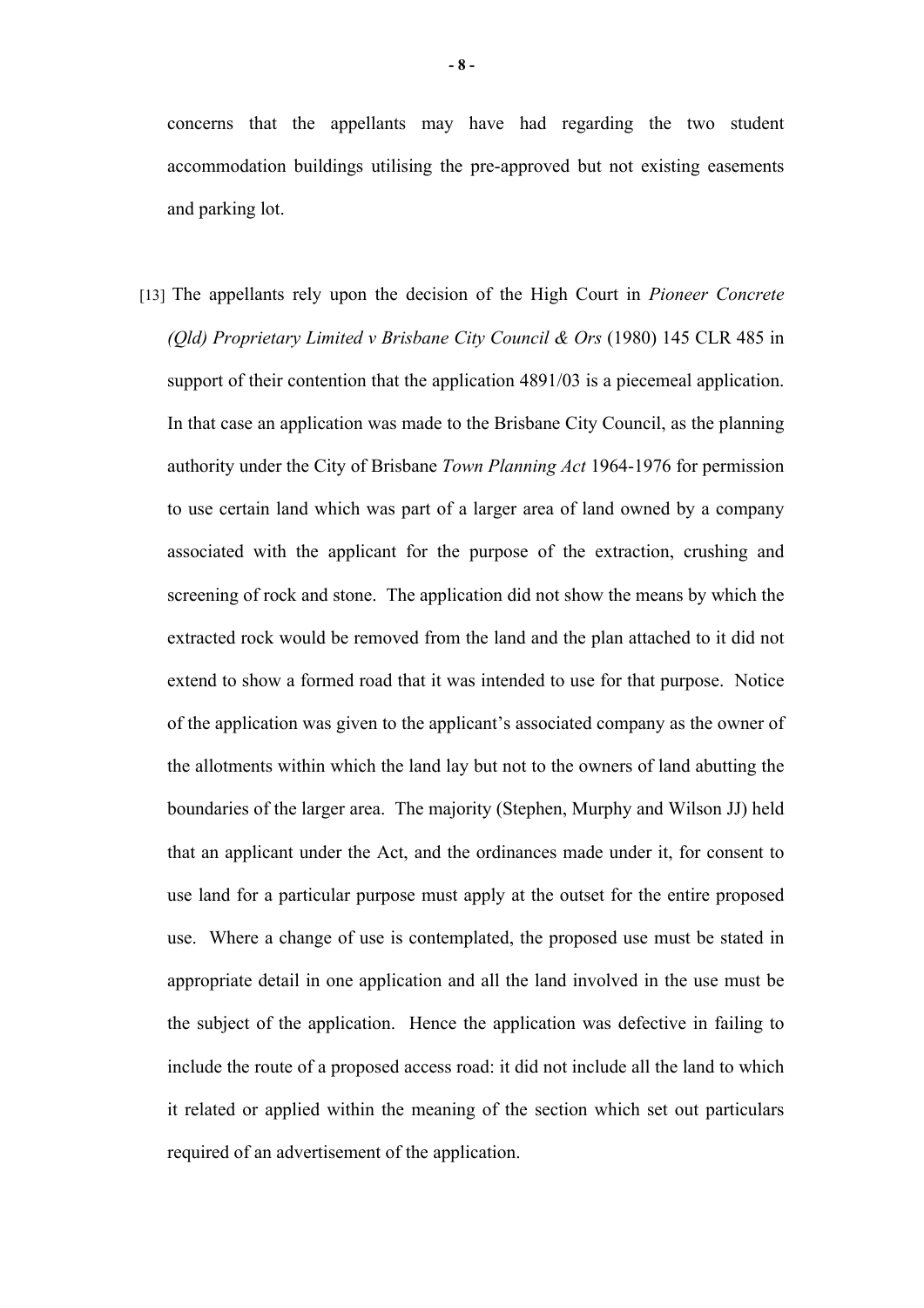concerns that the appellants may have had regarding the two student accommodation buildings utilising the pre-approved but not existing easements and parking lot.

[13] The appellants rely upon the decision of the High Court in *Pioneer Concrete (Qld) Proprietary Limited v Brisbane City Council & Ors* (1980) 145 CLR 485 in support of their contention that the application 4891/03 is a piecemeal application. In that case an application was made to the Brisbane City Council, as the planning authority under the City of Brisbane *Town Planning Act* 1964-1976 for permission to use certain land which was part of a larger area of land owned by a company associated with the applicant for the purpose of the extraction, crushing and screening of rock and stone. The application did not show the means by which the extracted rock would be removed from the land and the plan attached to it did not extend to show a formed road that it was intended to use for that purpose. Notice of the application was given to the applicant's associated company as the owner of the allotments within which the land lay but not to the owners of land abutting the boundaries of the larger area. The majority (Stephen, Murphy and Wilson JJ) held that an applicant under the Act, and the ordinances made under it, for consent to use land for a particular purpose must apply at the outset for the entire proposed use. Where a change of use is contemplated, the proposed use must be stated in appropriate detail in one application and all the land involved in the use must be the subject of the application. Hence the application was defective in failing to include the route of a proposed access road: it did not include all the land to which it related or applied within the meaning of the section which set out particulars required of an advertisement of the application.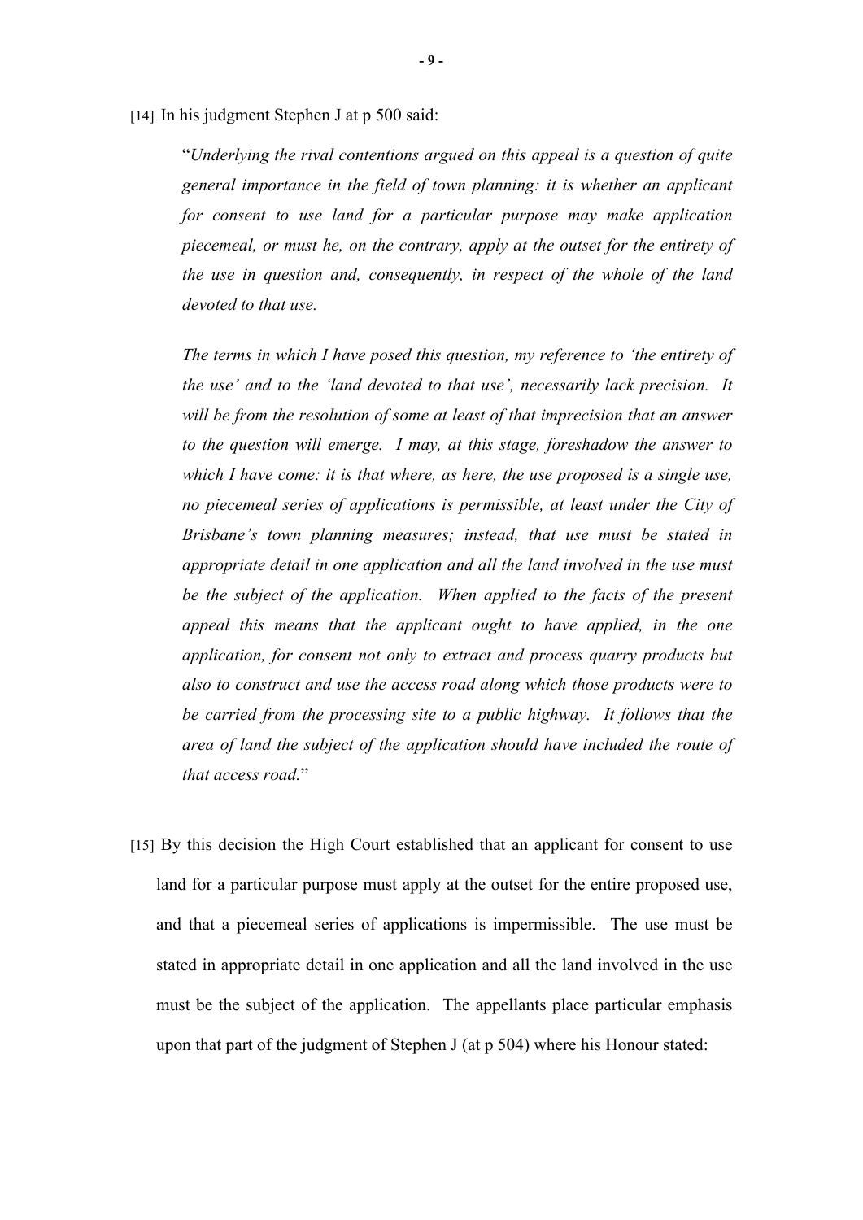[14] In his judgment Stephen J at p 500 said:

> "*Underlying the rival contentions argued on this appeal is a question of quite general importance in the field of town planning: it is whether an applicant for consent to use land for a particular purpose may make application piecemeal, or must he, on the contrary, apply at the outset for the entirety of the use in question and, consequently, in respect of the whole of the land devoted to that use.*
>
> *The terms in which I have posed this question, my reference to 'the entirety of the use' and to the 'land devoted to that use', necessarily lack precision. It will be from the resolution of some at least of that imprecision that an answer to the question will emerge. I may, at this stage, foreshadow the answer to which I have come: it is that where, as here, the use proposed is a single use, no piecemeal series of applications is permissible, at least under the City of Brisbane's town planning measures; instead, that use must be stated in appropriate detail in one application and all the land involved in the use must be the subject of the application. When applied to the facts of the present appeal this means that the applicant ought to have applied, in the one application, for consent not only to extract and process quarry products but also to construct and use the access road along which those products were to be carried from the processing site to a public highway. It follows that the area of land the subject of the application should have included the route of that access road.*"

[15] By this decision the High Court established that an applicant for consent to use land for a particular purpose must apply at the outset for the entire proposed use, and that a piecemeal series of applications is impermissible. The use must be stated in appropriate detail in one application and all the land involved in the use must be the subject of the application. The appellants place particular emphasis upon that part of the judgment of Stephen J (at p 504) where his Honour stated: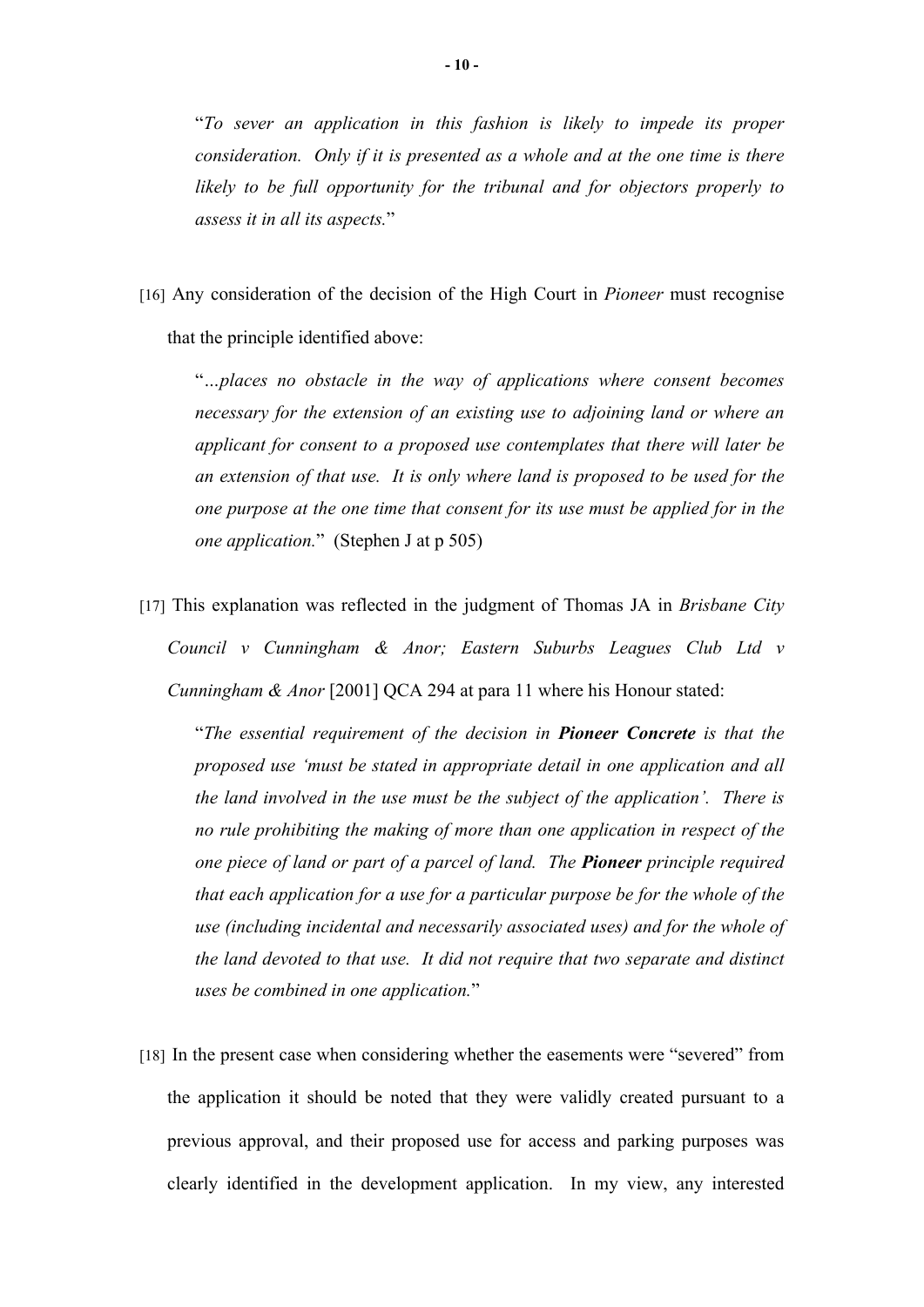> "*To sever an application in this fashion is likely to impede its proper consideration. Only if it is presented as a whole and at the one time is there likely to be full opportunity for the tribunal and for objectors properly to assess it in all its aspects.*"

[16] Any consideration of the decision of the High Court in *Pioneer* must recognise that the principle identified above:

> "*…places no obstacle in the way of applications where consent becomes necessary for the extension of an existing use to adjoining land or where an applicant for consent to a proposed use contemplates that there will later be an extension of that use. It is only where land is proposed to be used for the one purpose at the one time that consent for its use must be applied for in the one application.*" (Stephen J at p 505)

[17] This explanation was reflected in the judgment of Thomas JA in *Brisbane City Council v Cunningham & Anor; Eastern Suburbs Leagues Club Ltd v Cunningham & Anor* [2001] QCA 294 at para 11 where his Honour stated:

> "*The essential requirement of the decision in* ***Pioneer Concrete*** *is that the proposed use 'must be stated in appropriate detail in one application and all the land involved in the use must be the subject of the application'. There is no rule prohibiting the making of more than one application in respect of the one piece of land or part of a parcel of land. The* ***Pioneer*** *principle required that each application for a use for a particular purpose be for the whole of the use (including incidental and necessarily associated uses) and for the whole of the land devoted to that use. It did not require that two separate and distinct uses be combined in one application.*"

[18] In the present case when considering whether the easements were "severed" from the application it should be noted that they were validly created pursuant to a previous approval, and their proposed use for access and parking purposes was clearly identified in the development application. In my view, any interested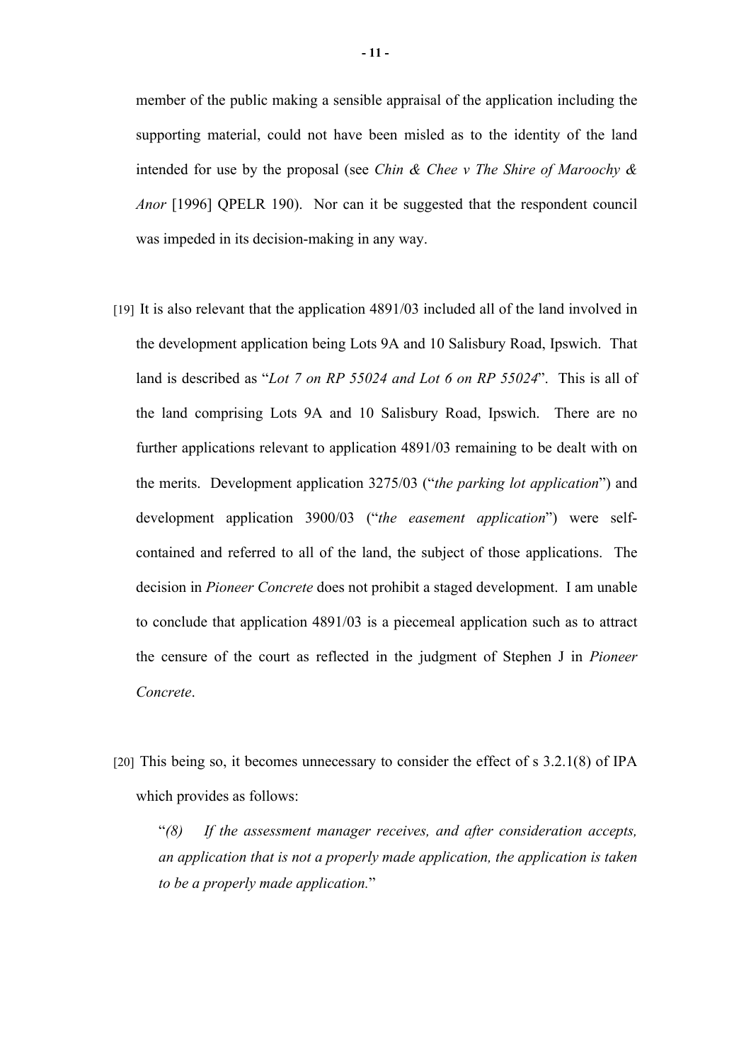member of the public making a sensible appraisal of the application including the supporting material, could not have been misled as to the identity of the land intended for use by the proposal (see *Chin & Chee v The Shire of Maroochy & Anor* [1996] QPELR 190). Nor can it be suggested that the respondent council was impeded in its decision-making in any way.

[19] It is also relevant that the application 4891/03 included all of the land involved in the development application being Lots 9A and 10 Salisbury Road, Ipswich. That land is described as "*Lot 7 on RP 55024 and Lot 6 on RP 55024*". This is all of the land comprising Lots 9A and 10 Salisbury Road, Ipswich. There are no further applications relevant to application 4891/03 remaining to be dealt with on the merits. Development application 3275/03 ("*the parking lot application*") and development application 3900/03 ("*the easement application*") were self-contained and referred to all of the land, the subject of those applications. The decision in *Pioneer Concrete* does not prohibit a staged development. I am unable to conclude that application 4891/03 is a piecemeal application such as to attract the censure of the court as reflected in the judgment of Stephen J in *Pioneer Concrete*.

[20] This being so, it becomes unnecessary to consider the effect of s 3.2.1(8) of IPA which provides as follows:

> "*(8) If the assessment manager receives, and after consideration accepts, an application that is not a properly made application, the application is taken to be a properly made application.*"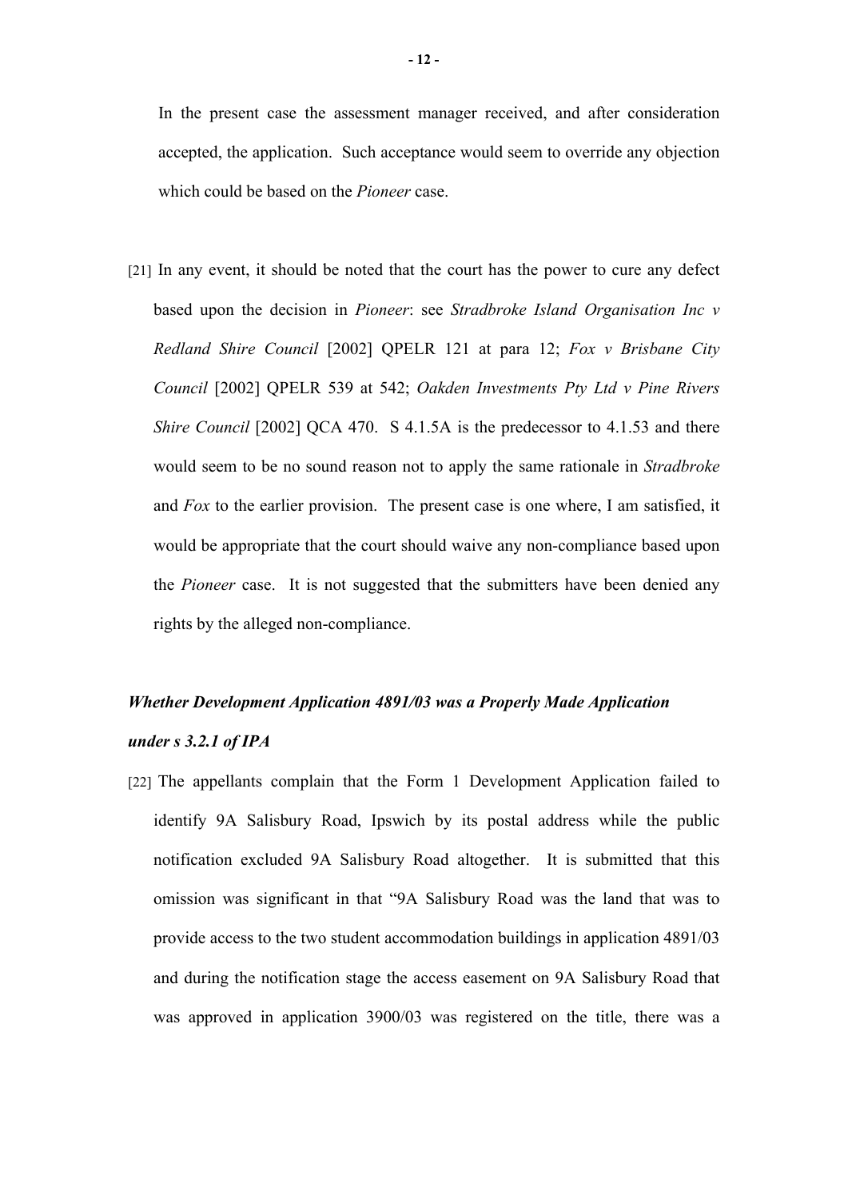In the present case the assessment manager received, and after consideration accepted, the application. Such acceptance would seem to override any objection which could be based on the *Pioneer* case.

[21] In any event, it should be noted that the court has the power to cure any defect based upon the decision in *Pioneer*: see *Stradbroke Island Organisation Inc v Redland Shire Council* [2002] QPELR 121 at para 12; *Fox v Brisbane City Council* [2002] QPELR 539 at 542; *Oakden Investments Pty Ltd v Pine Rivers Shire Council* [2002] QCA 470. S 4.1.5A is the predecessor to 4.1.53 and there would seem to be no sound reason not to apply the same rationale in *Stradbroke* and *Fox* to the earlier provision. The present case is one where, I am satisfied, it would be appropriate that the court should waive any non-compliance based upon the *Pioneer* case. It is not suggested that the submitters have been denied any rights by the alleged non-compliance.

***Whether Development Application 4891/03 was a Properly Made Application under s 3.2.1 of IPA***

[22] The appellants complain that the Form 1 Development Application failed to identify 9A Salisbury Road, Ipswich by its postal address while the public notification excluded 9A Salisbury Road altogether. It is submitted that this omission was significant in that "9A Salisbury Road was the land that was to provide access to the two student accommodation buildings in application 4891/03 and during the notification stage the access easement on 9A Salisbury Road that was approved in application 3900/03 was registered on the title, there was a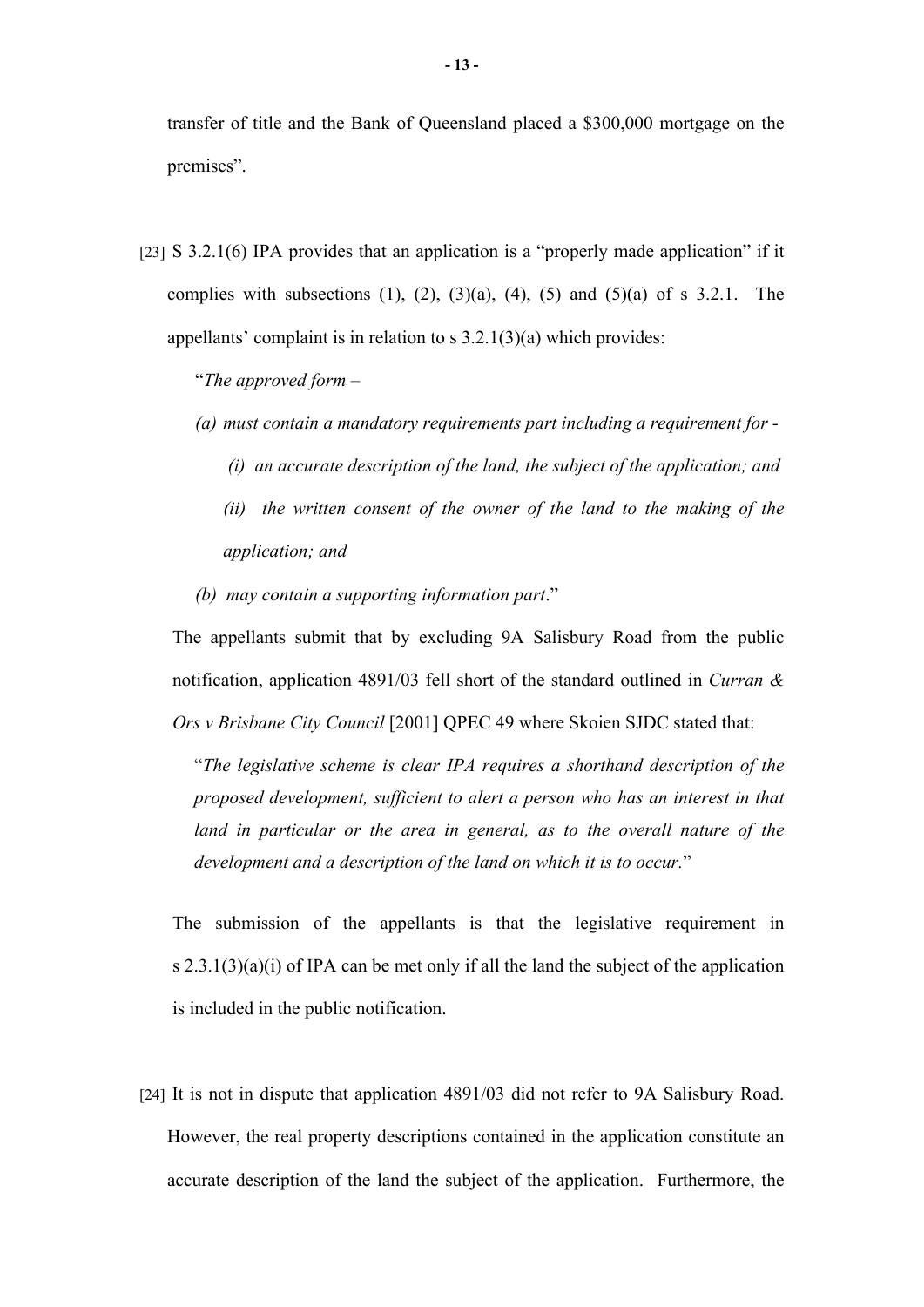transfer of title and the Bank of Queensland placed a $300,000 mortgage on the premises".

[23] S 3.2.1(6) IPA provides that an application is a "properly made application" if it complies with subsections (1), (2), (3)(a), (4), (5) and (5)(a) of s 3.2.1. The appellants' complaint is in relation to s 3.2.1(3)(a) which provides:

> "*The approved form –*
>
> *(a) must contain a mandatory requirements part including a requirement for -*
>
> *(i) an accurate description of the land, the subject of the application; and*
>
> *(ii) the written consent of the owner of the land to the making of the application; and*
>
> *(b) may contain a supporting information part*."

The appellants submit that by excluding 9A Salisbury Road from the public notification, application 4891/03 fell short of the standard outlined in *Curran & Ors v Brisbane City Council* [2001] QPEC 49 where Skoien SJDC stated that:

> "*The legislative scheme is clear IPA requires a shorthand description of the proposed development, sufficient to alert a person who has an interest in that land in particular or the area in general, as to the overall nature of the development and a description of the land on which it is to occur.*"

The submission of the appellants is that the legislative requirement in s 2.3.1(3)(a)(i) of IPA can be met only if all the land the subject of the application is included in the public notification.

[24] It is not in dispute that application 4891/03 did not refer to 9A Salisbury Road. However, the real property descriptions contained in the application constitute an accurate description of the land the subject of the application. Furthermore, the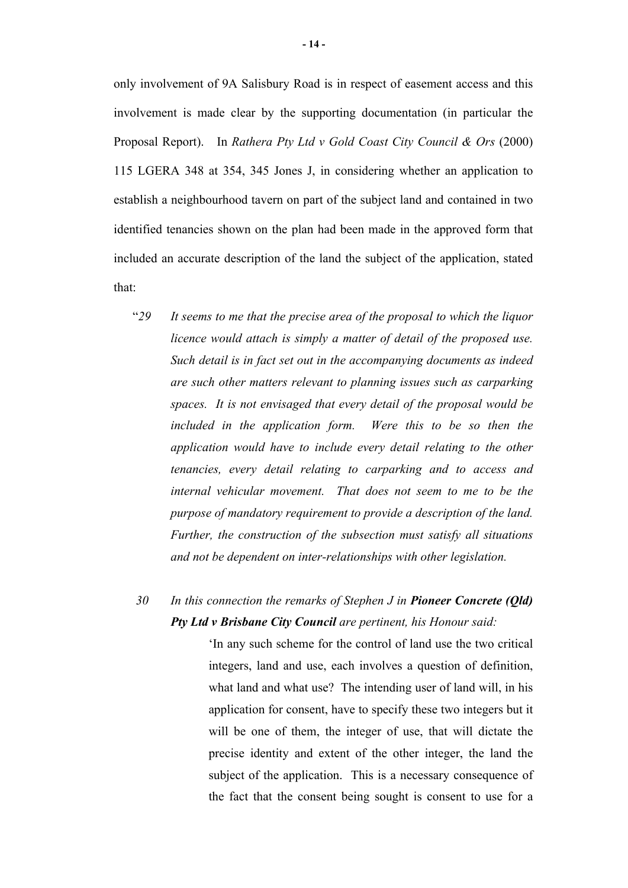only involvement of 9A Salisbury Road is in respect of easement access and this involvement is made clear by the supporting documentation (in particular the Proposal Report). In *Rathera Pty Ltd v Gold Coast City Council & Ors* (2000) 115 LGERA 348 at 354, 345 Jones J, in considering whether an application to establish a neighbourhood tavern on part of the subject land and contained in two identified tenancies shown on the plan had been made in the approved form that included an accurate description of the land the subject of the application, stated that:

> "*29 It seems to me that the precise area of the proposal to which the liquor licence would attach is simply a matter of detail of the proposed use. Such detail is in fact set out in the accompanying documents as indeed are such other matters relevant to planning issues such as carparking spaces. It is not envisaged that every detail of the proposal would be included in the application form. Were this to be so then the application would have to include every detail relating to the other tenancies, every detail relating to carparking and to access and internal vehicular movement. That does not seem to me to be the purpose of mandatory requirement to provide a description of the land. Further, the construction of the subsection must satisfy all situations and not be dependent on inter-relationships with other legislation.*
>
> *30 In this connection the remarks of Stephen J in* ***Pioneer Concrete (Qld) Pty Ltd v Brisbane City Council*** *are pertinent, his Honour said:*
>
> > 'In any such scheme for the control of land use the two critical integers, land and use, each involves a question of definition, what land and what use? The intending user of land will, in his application for consent, have to specify these two integers but it will be one of them, the integer of use, that will dictate the precise identity and extent of the other integer, the land the subject of the application. This is a necessary consequence of the fact that the consent being sought is consent to use for a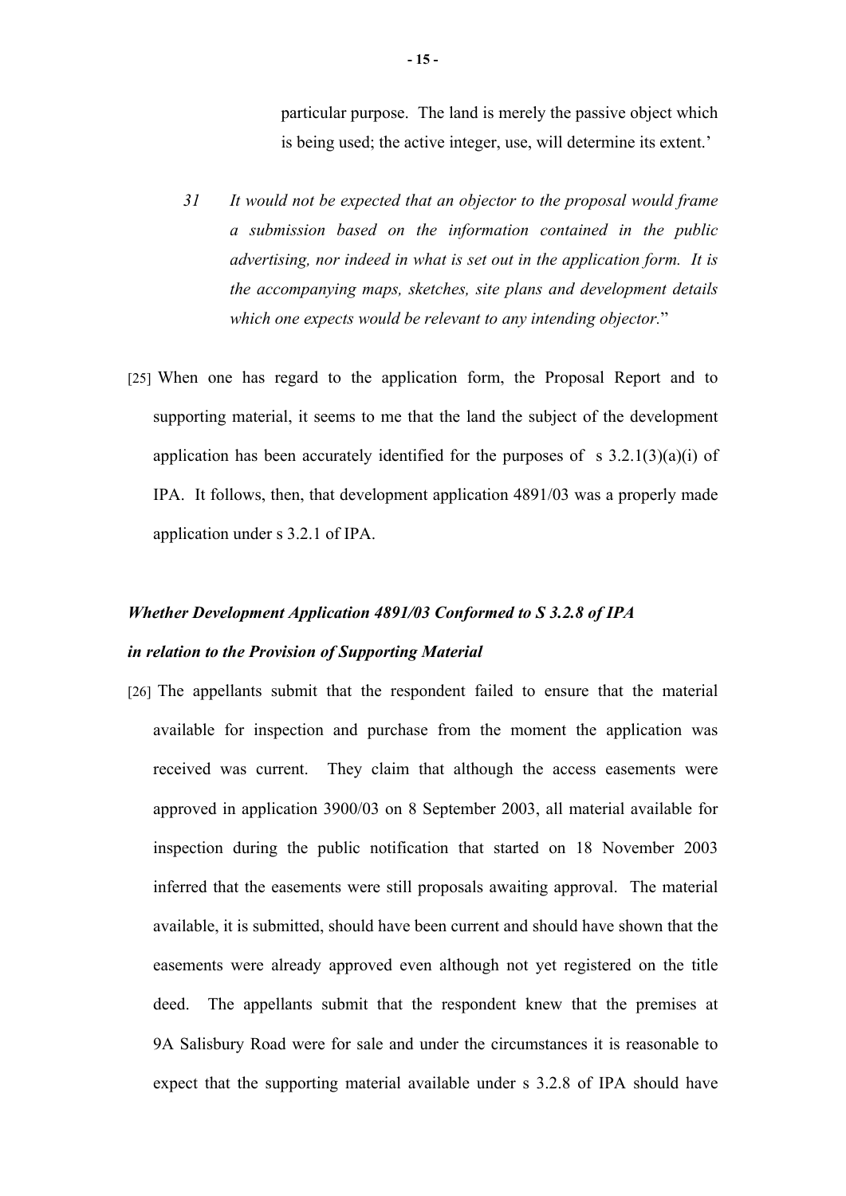particular purpose. The land is merely the passive object which is being used; the active integer, use, will determine its extent.'

*31 It would not be expected that an objector to the proposal would frame a submission based on the information contained in the public advertising, nor indeed in what is set out in the application form. It is the accompanying maps, sketches, site plans and development details which one expects would be relevant to any intending objector.*"

[25] When one has regard to the application form, the Proposal Report and to supporting material, it seems to me that the land the subject of the development application has been accurately identified for the purposes of s 3.2.1(3)(a)(i) of IPA. It follows, then, that development application 4891/03 was a properly made application under s 3.2.1 of IPA.

***Whether Development Application 4891/03 Conformed to S 3.2.8 of IPA in relation to the Provision of Supporting Material***

[26] The appellants submit that the respondent failed to ensure that the material available for inspection and purchase from the moment the application was received was current. They claim that although the access easements were approved in application 3900/03 on 8 September 2003, all material available for inspection during the public notification that started on 18 November 2003 inferred that the easements were still proposals awaiting approval. The material available, it is submitted, should have been current and should have shown that the easements were already approved even although not yet registered on the title deed. The appellants submit that the respondent knew that the premises at 9A Salisbury Road were for sale and under the circumstances it is reasonable to expect that the supporting material available under s 3.2.8 of IPA should have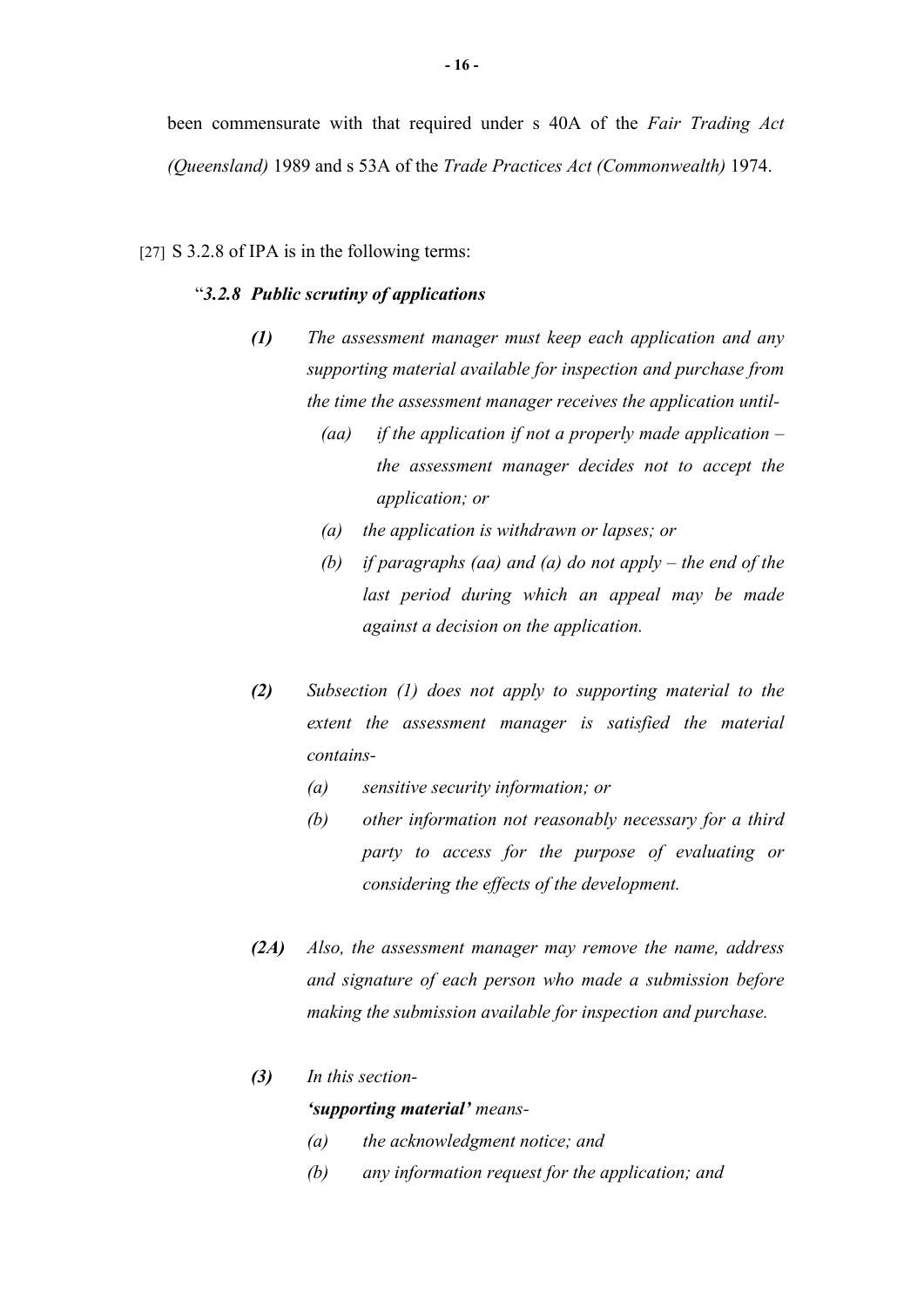been commensurate with that required under s 40A of the *Fair Trading Act (Queensland)* 1989 and s 53A of the *Trade Practices Act (Commonwealth)* 1974.

[27] S 3.2.8 of IPA is in the following terms:

"***3.2.8 Public scrutiny of applications***

> ***(1)*** *The assessment manager must keep each application and any supporting material available for inspection and purchase from the time the assessment manager receives the application until-*
>
> *(aa) if the application if not a properly made application – the assessment manager decides not to accept the application; or*
>
> *(a) the application is withdrawn or lapses; or*
>
> *(b) if paragraphs (aa) and (a) do not apply – the end of the last period during which an appeal may be made against a decision on the application.*
>
> ***(2)*** *Subsection (1) does not apply to supporting material to the extent the assessment manager is satisfied the material contains-*
>
> *(a) sensitive security information; or*
>
> *(b) other information not reasonably necessary for a third party to access for the purpose of evaluating or considering the effects of the development.*
>
> ***(2A)*** *Also, the assessment manager may remove the name, address and signature of each person who made a submission before making the submission available for inspection and purchase.*
>
> ***(3)*** *In this section-*
>
> ***'supporting material'*** *means-*
>
> *(a) the acknowledgment notice; and*
>
> *(b) any information request for the application; and*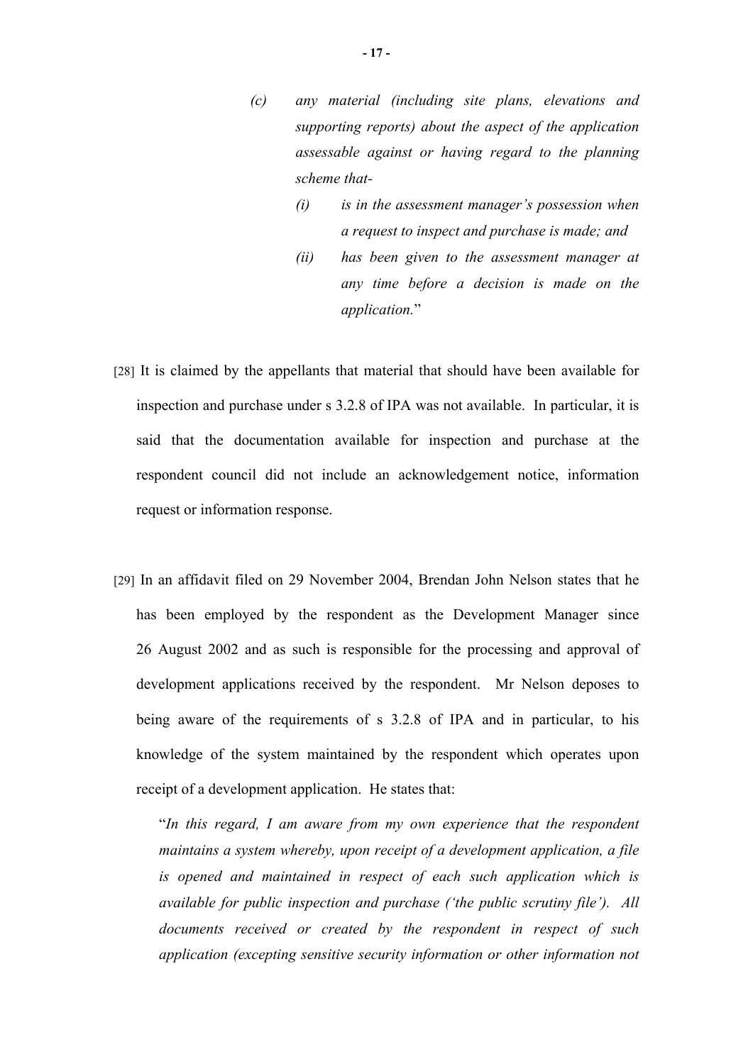> *(c) any material (including site plans, elevations and supporting reports) about the aspect of the application assessable against or having regard to the planning scheme that-*
>
> > *(i) is in the assessment manager's possession when a request to inspect and purchase is made; and*
> >
> > *(ii) has been given to the assessment manager at any time before a decision is made on the application.*"

[28] It is claimed by the appellants that material that should have been available for inspection and purchase under s 3.2.8 of IPA was not available. In particular, it is said that the documentation available for inspection and purchase at the respondent council did not include an acknowledgement notice, information request or information response.

[29] In an affidavit filed on 29 November 2004, Brendan John Nelson states that he has been employed by the respondent as the Development Manager since 26 August 2002 and as such is responsible for the processing and approval of development applications received by the respondent. Mr Nelson deposes to being aware of the requirements of s 3.2.8 of IPA and in particular, to his knowledge of the system maintained by the respondent which operates upon receipt of a development application. He states that:

> "*In this regard, I am aware from my own experience that the respondent maintains a system whereby, upon receipt of a development application, a file is opened and maintained in respect of each such application which is available for public inspection and purchase ('the public scrutiny file'). All documents received or created by the respondent in respect of such application (excepting sensitive security information or other information not*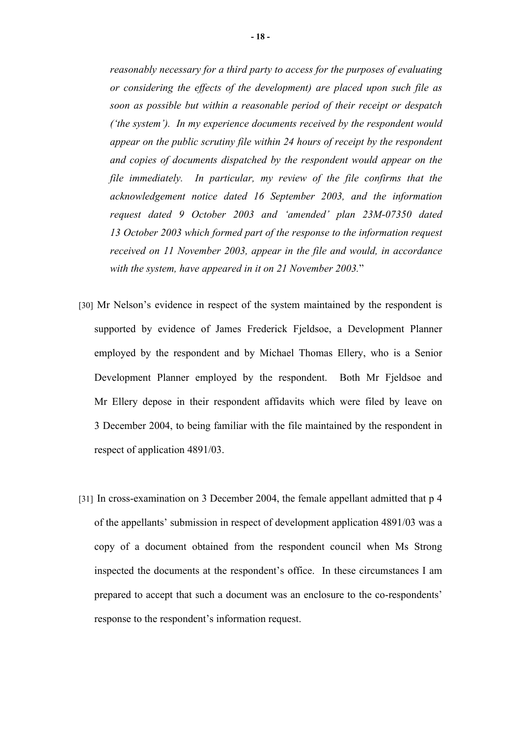*reasonably necessary for a third party to access for the purposes of evaluating or considering the effects of the development) are placed upon such file as soon as possible but within a reasonable period of their receipt or despatch ('the system'). In my experience documents received by the respondent would appear on the public scrutiny file within 24 hours of receipt by the respondent and copies of documents dispatched by the respondent would appear on the file immediately. In particular, my review of the file confirms that the acknowledgement notice dated 16 September 2003, and the information request dated 9 October 2003 and 'amended' plan 23M-07350 dated 13 October 2003 which formed part of the response to the information request received on 11 November 2003, appear in the file and would, in accordance with the system, have appeared in it on 21 November 2003.*"

[30] Mr Nelson's evidence in respect of the system maintained by the respondent is supported by evidence of James Frederick Fjeldsoe, a Development Planner employed by the respondent and by Michael Thomas Ellery, who is a Senior Development Planner employed by the respondent. Both Mr Fjeldsoe and Mr Ellery depose in their respondent affidavits which were filed by leave on 3 December 2004, to being familiar with the file maintained by the respondent in respect of application 4891/03.

[31] In cross-examination on 3 December 2004, the female appellant admitted that p 4 of the appellants' submission in respect of development application 4891/03 was a copy of a document obtained from the respondent council when Ms Strong inspected the documents at the respondent's office. In these circumstances I am prepared to accept that such a document was an enclosure to the co-respondents' response to the respondent's information request.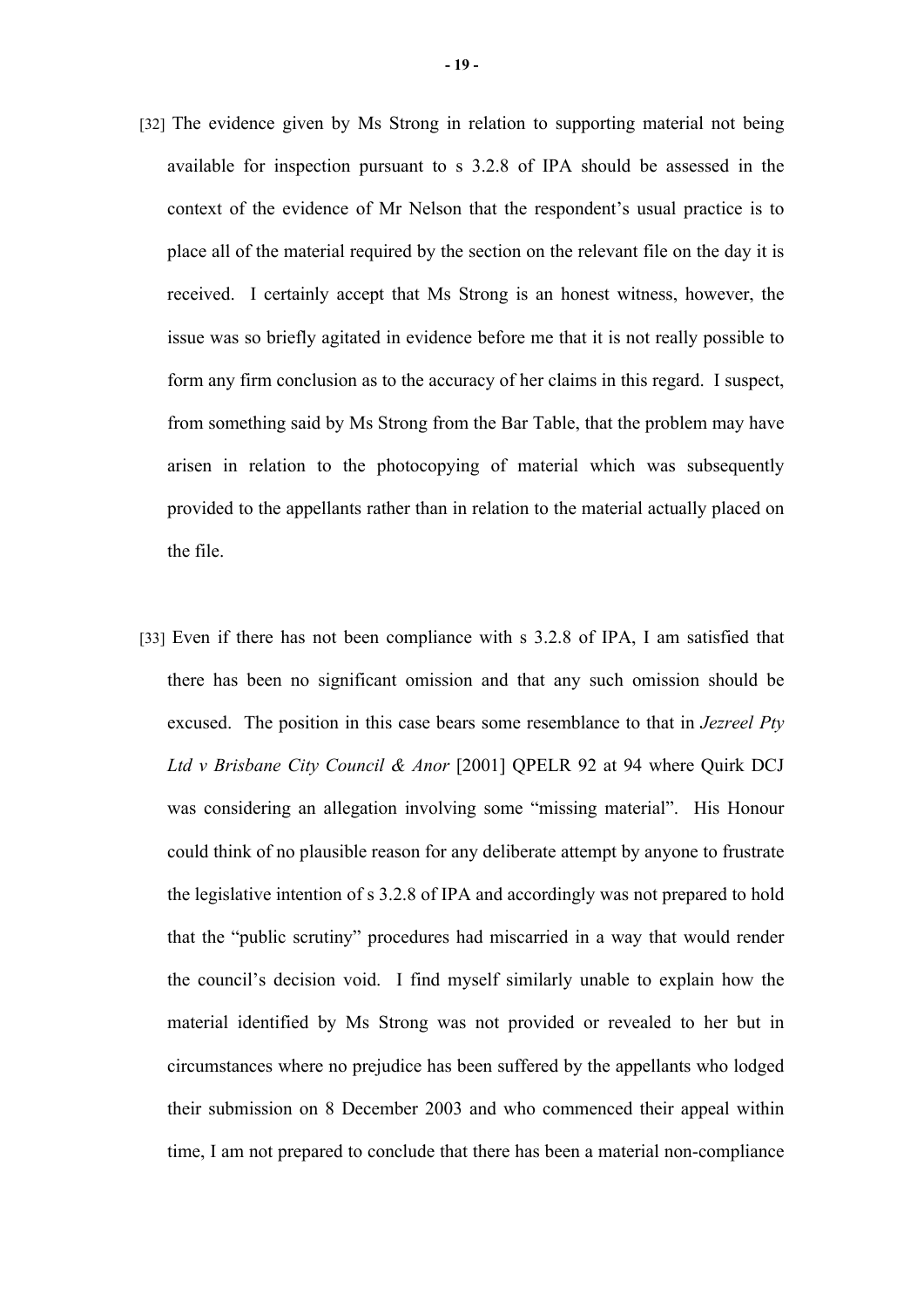[32] The evidence given by Ms Strong in relation to supporting material not being available for inspection pursuant to s 3.2.8 of IPA should be assessed in the context of the evidence of Mr Nelson that the respondent's usual practice is to place all of the material required by the section on the relevant file on the day it is received. I certainly accept that Ms Strong is an honest witness, however, the issue was so briefly agitated in evidence before me that it is not really possible to form any firm conclusion as to the accuracy of her claims in this regard. I suspect, from something said by Ms Strong from the Bar Table, that the problem may have arisen in relation to the photocopying of material which was subsequently provided to the appellants rather than in relation to the material actually placed on the file.

[33] Even if there has not been compliance with s 3.2.8 of IPA, I am satisfied that there has been no significant omission and that any such omission should be excused. The position in this case bears some resemblance to that in *Jezreel Pty Ltd v Brisbane City Council & Anor* [2001] QPELR 92 at 94 where Quirk DCJ was considering an allegation involving some "missing material". His Honour could think of no plausible reason for any deliberate attempt by anyone to frustrate the legislative intention of s 3.2.8 of IPA and accordingly was not prepared to hold that the "public scrutiny" procedures had miscarried in a way that would render the council's decision void. I find myself similarly unable to explain how the material identified by Ms Strong was not provided or revealed to her but in circumstances where no prejudice has been suffered by the appellants who lodged their submission on 8 December 2003 and who commenced their appeal within time, I am not prepared to conclude that there has been a material non-compliance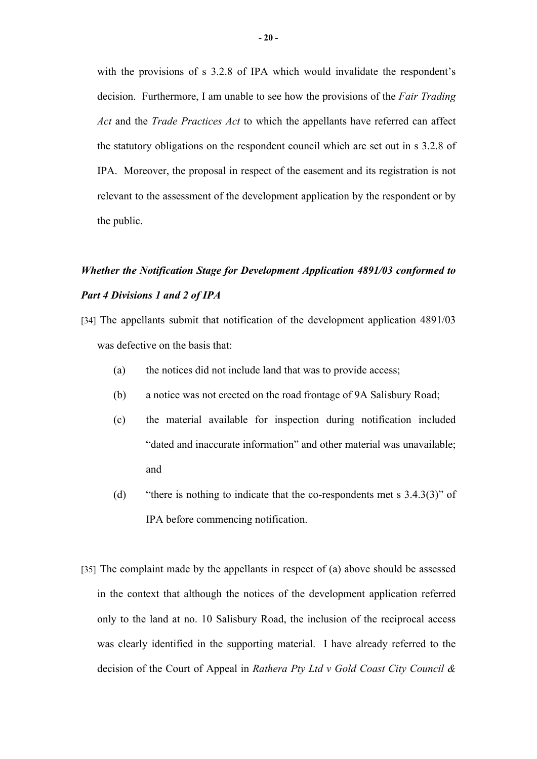with the provisions of s 3.2.8 of IPA which would invalidate the respondent's decision. Furthermore, I am unable to see how the provisions of the *Fair Trading Act* and the *Trade Practices Act* to which the appellants have referred can affect the statutory obligations on the respondent council which are set out in s 3.2.8 of IPA. Moreover, the proposal in respect of the easement and its registration is not relevant to the assessment of the development application by the respondent or by the public.

***Whether the Notification Stage for Development Application 4891/03 conformed to Part 4 Divisions 1 and 2 of IPA***

[34] The appellants submit that notification of the development application 4891/03 was defective on the basis that:

(a) the notices did not include land that was to provide access;

(b) a notice was not erected on the road frontage of 9A Salisbury Road;

(c) the material available for inspection during notification included "dated and inaccurate information" and other material was unavailable; and

(d) "there is nothing to indicate that the co-respondents met s 3.4.3(3)" of IPA before commencing notification.

[35] The complaint made by the appellants in respect of (a) above should be assessed in the context that although the notices of the development application referred only to the land at no. 10 Salisbury Road, the inclusion of the reciprocal access was clearly identified in the supporting material. I have already referred to the decision of the Court of Appeal in *Rathera Pty Ltd v Gold Coast City Council &*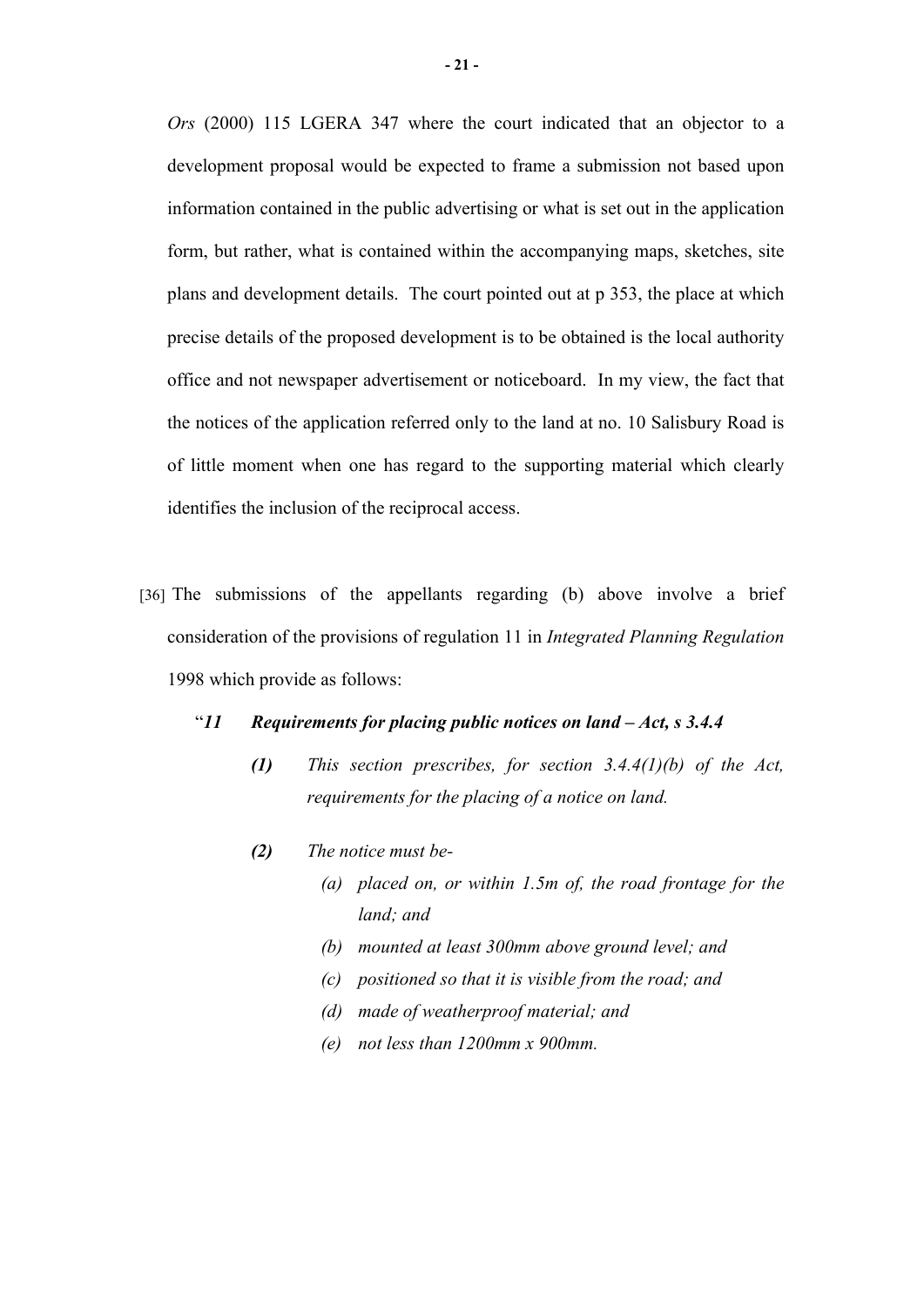*Ors* (2000) 115 LGERA 347 where the court indicated that an objector to a development proposal would be expected to frame a submission not based upon information contained in the public advertising or what is set out in the application form, but rather, what is contained within the accompanying maps, sketches, site plans and development details. The court pointed out at p 353, the place at which precise details of the proposed development is to be obtained is the local authority office and not newspaper advertisement or noticeboard. In my view, the fact that the notices of the application referred only to the land at no. 10 Salisbury Road is of little moment when one has regard to the supporting material which clearly identifies the inclusion of the reciprocal access.

[36] The submissions of the appellants regarding (b) above involve a brief consideration of the provisions of regulation 11 in *Integrated Planning Regulation* 1998 which provide as follows:

> "***11 Requirements for placing public notices on land – Act, s 3.4.4***
>
> ***(1)*** *This section prescribes, for section 3.4.4(1)(b) of the Act, requirements for the placing of a notice on land.*
>
> ***(2)*** *The notice must be-*
>
> *(a) placed on, or within 1.5m of, the road frontage for the land; and*
>
> *(b) mounted at least 300mm above ground level; and*
>
> *(c) positioned so that it is visible from the road; and*
>
> *(d) made of weatherproof material; and*
>
> *(e) not less than 1200mm x 900mm.*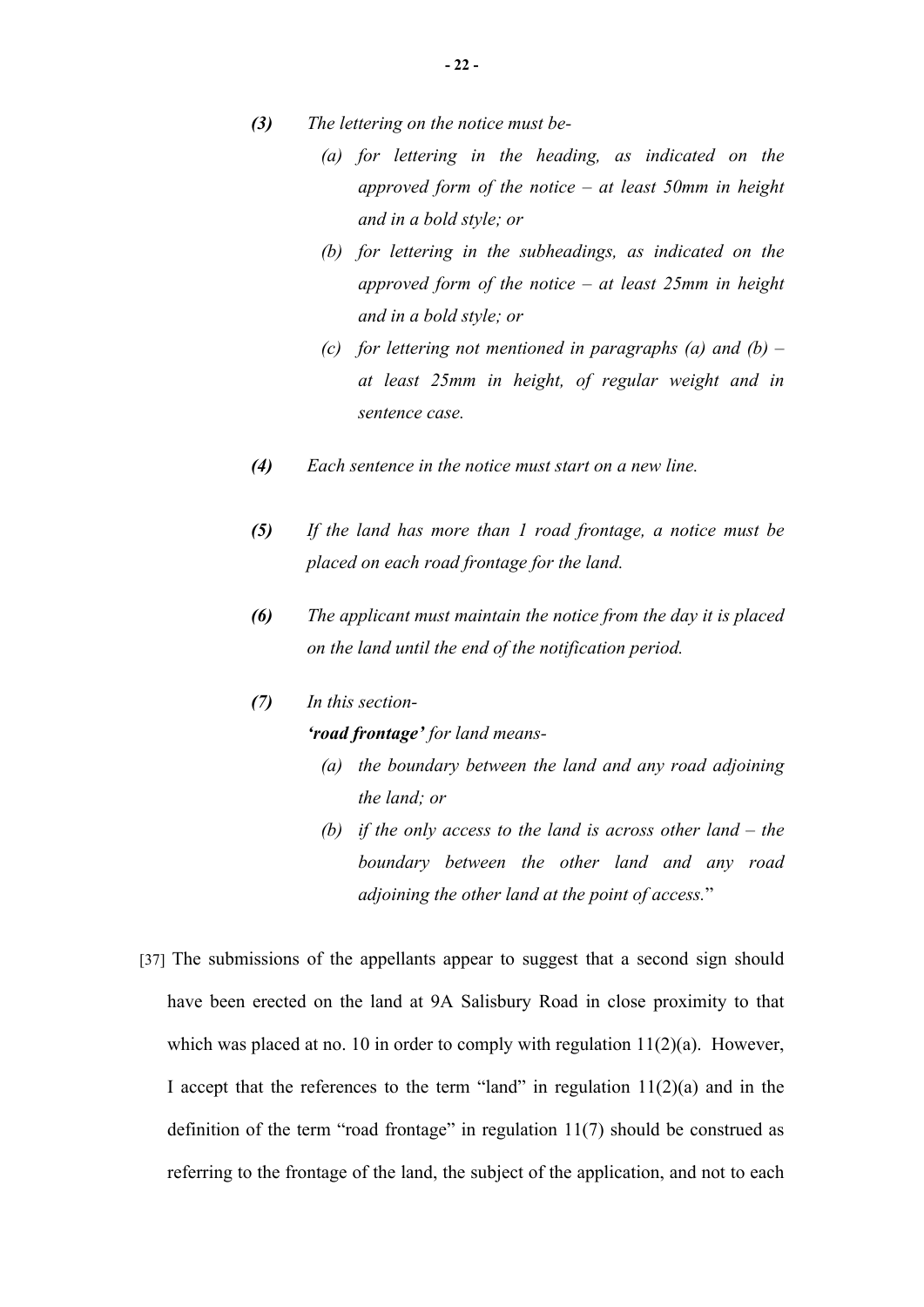***(3)*** *The lettering on the notice must be-*

*(a) for lettering in the heading, as indicated on the approved form of the notice – at least 50mm in height and in a bold style; or*

*(b) for lettering in the subheadings, as indicated on the approved form of the notice – at least 25mm in height and in a bold style; or*

*(c) for lettering not mentioned in paragraphs (a) and (b) – at least 25mm in height, of regular weight and in sentence case.*

***(4)*** *Each sentence in the notice must start on a new line.*

***(5)*** *If the land has more than 1 road frontage, a notice must be placed on each road frontage for the land.*

***(6)*** *The applicant must maintain the notice from the day it is placed on the land until the end of the notification period.*

***(7)*** *In this section-*

***'road frontage'*** *for land means-*

*(a) the boundary between the land and any road adjoining the land; or*

*(b) if the only access to the land is across other land – the boundary between the other land and any road adjoining the other land at the point of access.*"

[37] The submissions of the appellants appear to suggest that a second sign should have been erected on the land at 9A Salisbury Road in close proximity to that which was placed at no. 10 in order to comply with regulation 11(2)(a). However, I accept that the references to the term "land" in regulation 11(2)(a) and in the definition of the term "road frontage" in regulation 11(7) should be construed as referring to the frontage of the land, the subject of the application, and not to each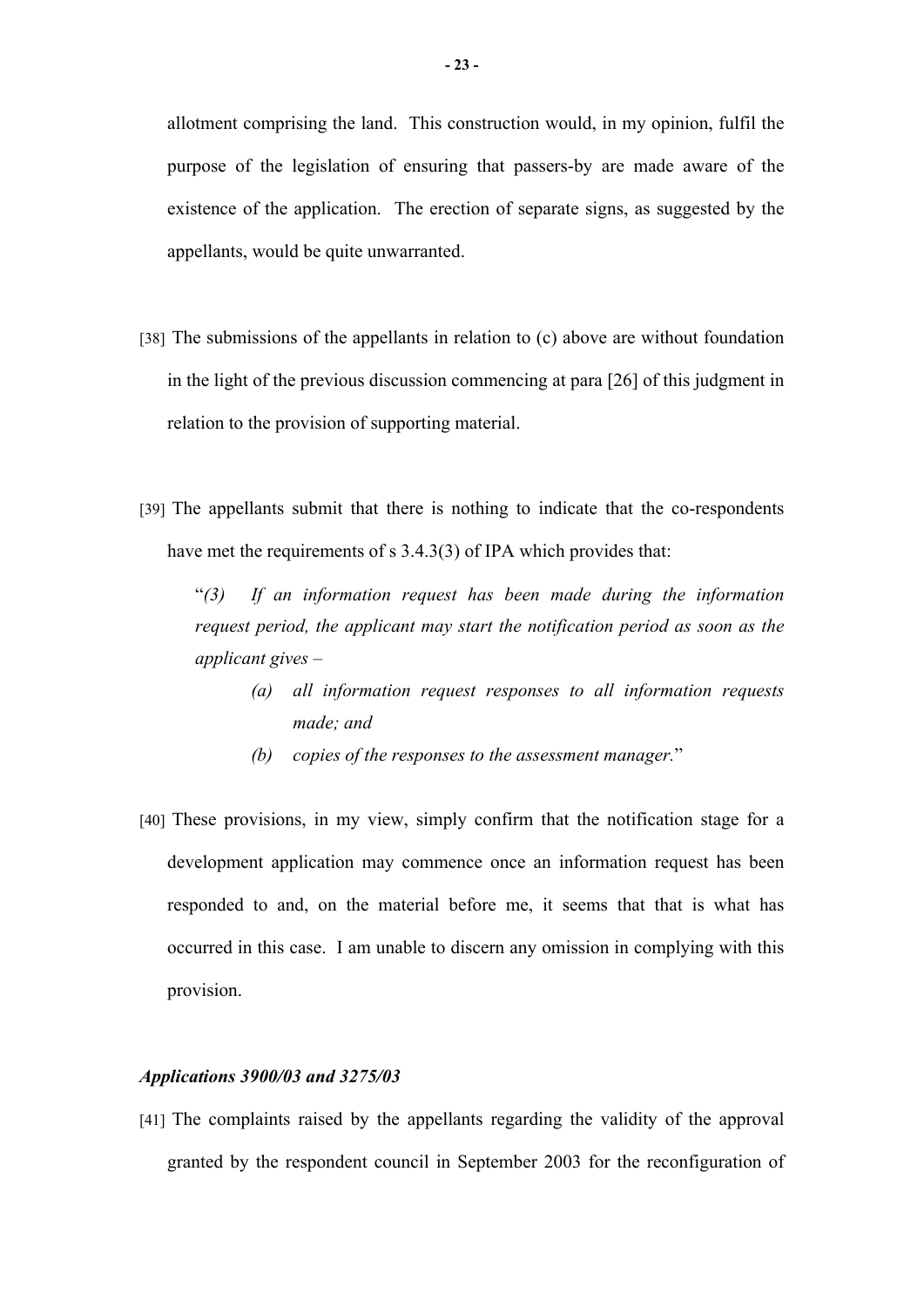allotment comprising the land. This construction would, in my opinion, fulfil the purpose of the legislation of ensuring that passers-by are made aware of the existence of the application. The erection of separate signs, as suggested by the appellants, would be quite unwarranted.

[38] The submissions of the appellants in relation to (c) above are without foundation in the light of the previous discussion commencing at para [26] of this judgment in relation to the provision of supporting material.

[39] The appellants submit that there is nothing to indicate that the co-respondents have met the requirements of s 3.4.3(3) of IPA which provides that:

> "*(3) If an information request has been made during the information request period, the applicant may start the notification period as soon as the applicant gives –*
>
> *(a) all information request responses to all information requests made; and*
>
> *(b) copies of the responses to the assessment manager.*"

[40] These provisions, in my view, simply confirm that the notification stage for a development application may commence once an information request has been responded to and, on the material before me, it seems that that is what has occurred in this case. I am unable to discern any omission in complying with this provision.

***Applications 3900/03 and 3275/03***

[41] The complaints raised by the appellants regarding the validity of the approval granted by the respondent council in September 2003 for the reconfiguration of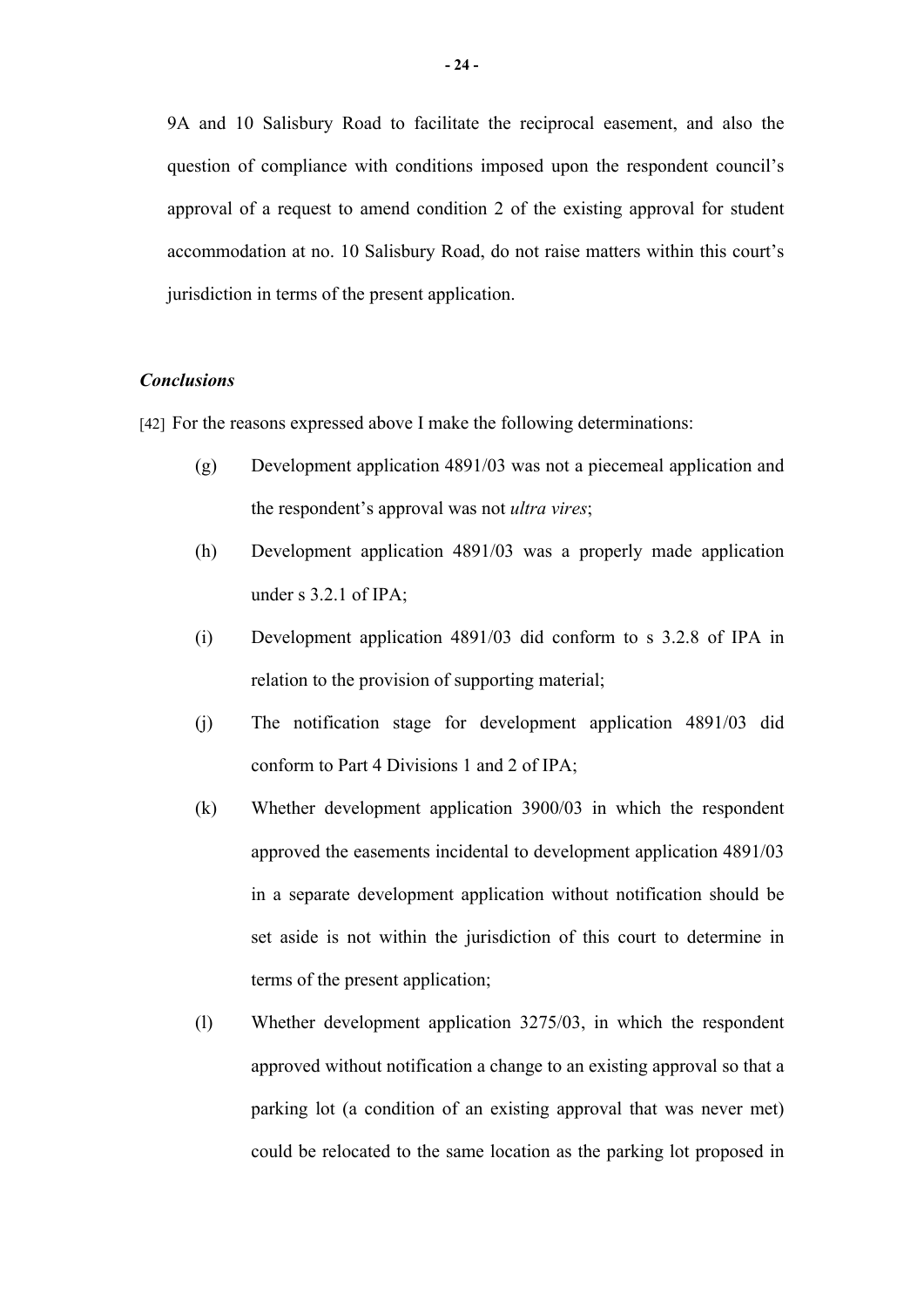9A and 10 Salisbury Road to facilitate the reciprocal easement, and also the question of compliance with conditions imposed upon the respondent council's approval of a request to amend condition 2 of the existing approval for student accommodation at no. 10 Salisbury Road, do not raise matters within this court's jurisdiction in terms of the present application.

### *Conclusions*

[42] For the reasons expressed above I make the following determinations:

(g) Development application 4891/03 was not a piecemeal application and the respondent's approval was not *ultra vires*;

(h) Development application 4891/03 was a properly made application under s 3.2.1 of IPA;

(i) Development application 4891/03 did conform to s 3.2.8 of IPA in relation to the provision of supporting material;

(j) The notification stage for development application 4891/03 did conform to Part 4 Divisions 1 and 2 of IPA;

(k) Whether development application 3900/03 in which the respondent approved the easements incidental to development application 4891/03 in a separate development application without notification should be set aside is not within the jurisdiction of this court to determine in terms of the present application;

(l) Whether development application 3275/03, in which the respondent approved without notification a change to an existing approval so that a parking lot (a condition of an existing approval that was never met) could be relocated to the same location as the parking lot proposed in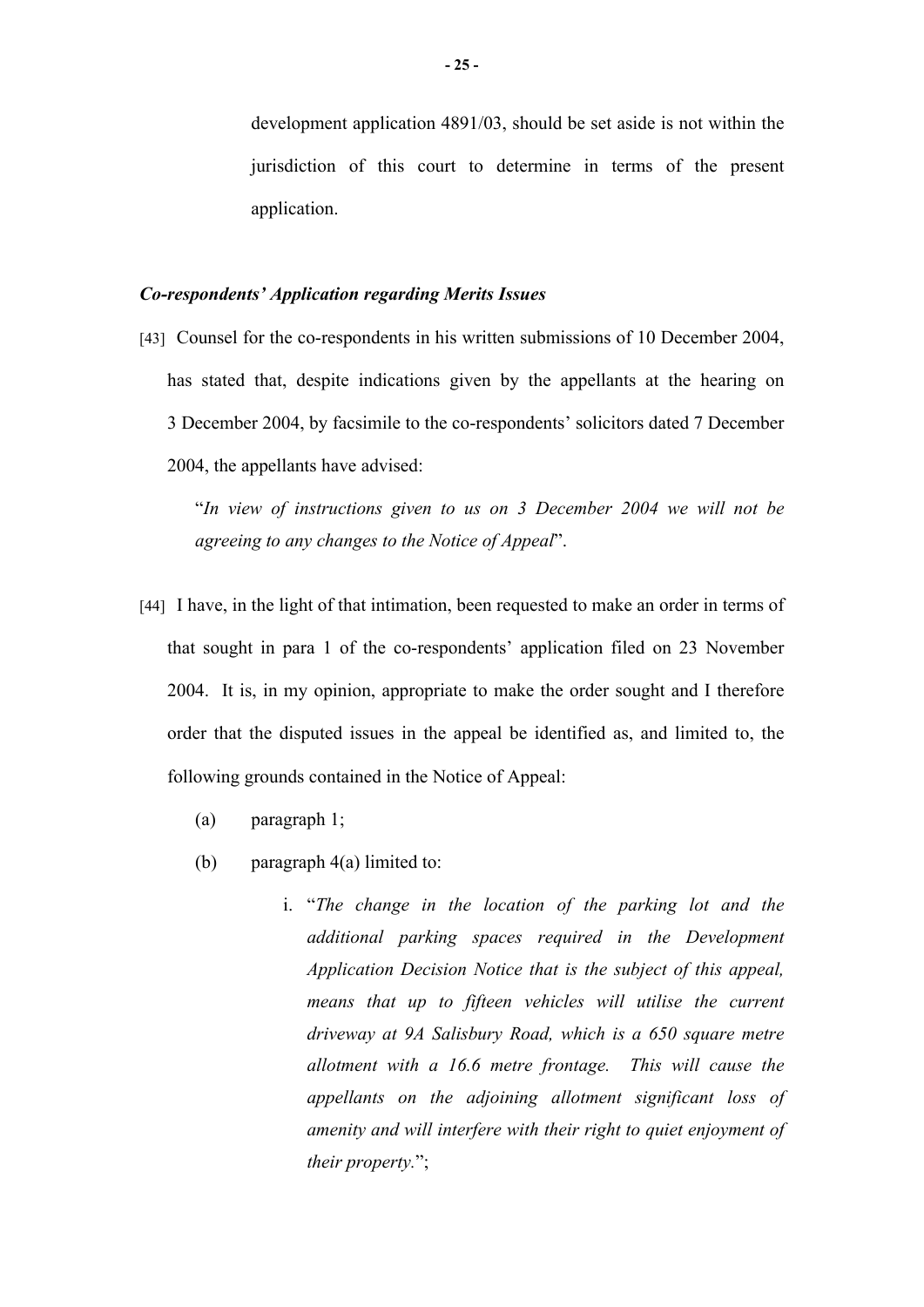development application 4891/03, should be set aside is not within the jurisdiction of this court to determine in terms of the present application.

***Co-respondents' Application regarding Merits Issues***

[43] Counsel for the co-respondents in his written submissions of 10 December 2004, has stated that, despite indications given by the appellants at the hearing on 3 December 2004, by facsimile to the co-respondents' solicitors dated 7 December 2004, the appellants have advised:

> "*In view of instructions given to us on 3 December 2004 we will not be agreeing to any changes to the Notice of Appeal*".

[44] I have, in the light of that intimation, been requested to make an order in terms of that sought in para 1 of the co-respondents' application filed on 23 November 2004. It is, in my opinion, appropriate to make the order sought and I therefore order that the disputed issues in the appeal be identified as, and limited to, the following grounds contained in the Notice of Appeal:

(a) paragraph 1;

(b) paragraph 4(a) limited to:

i. "*The change in the location of the parking lot and the additional parking spaces required in the Development Application Decision Notice that is the subject of this appeal, means that up to fifteen vehicles will utilise the current driveway at 9A Salisbury Road, which is a 650 square metre allotment with a 16.6 metre frontage. This will cause the appellants on the adjoining allotment significant loss of amenity and will interfere with their right to quiet enjoyment of their property.*";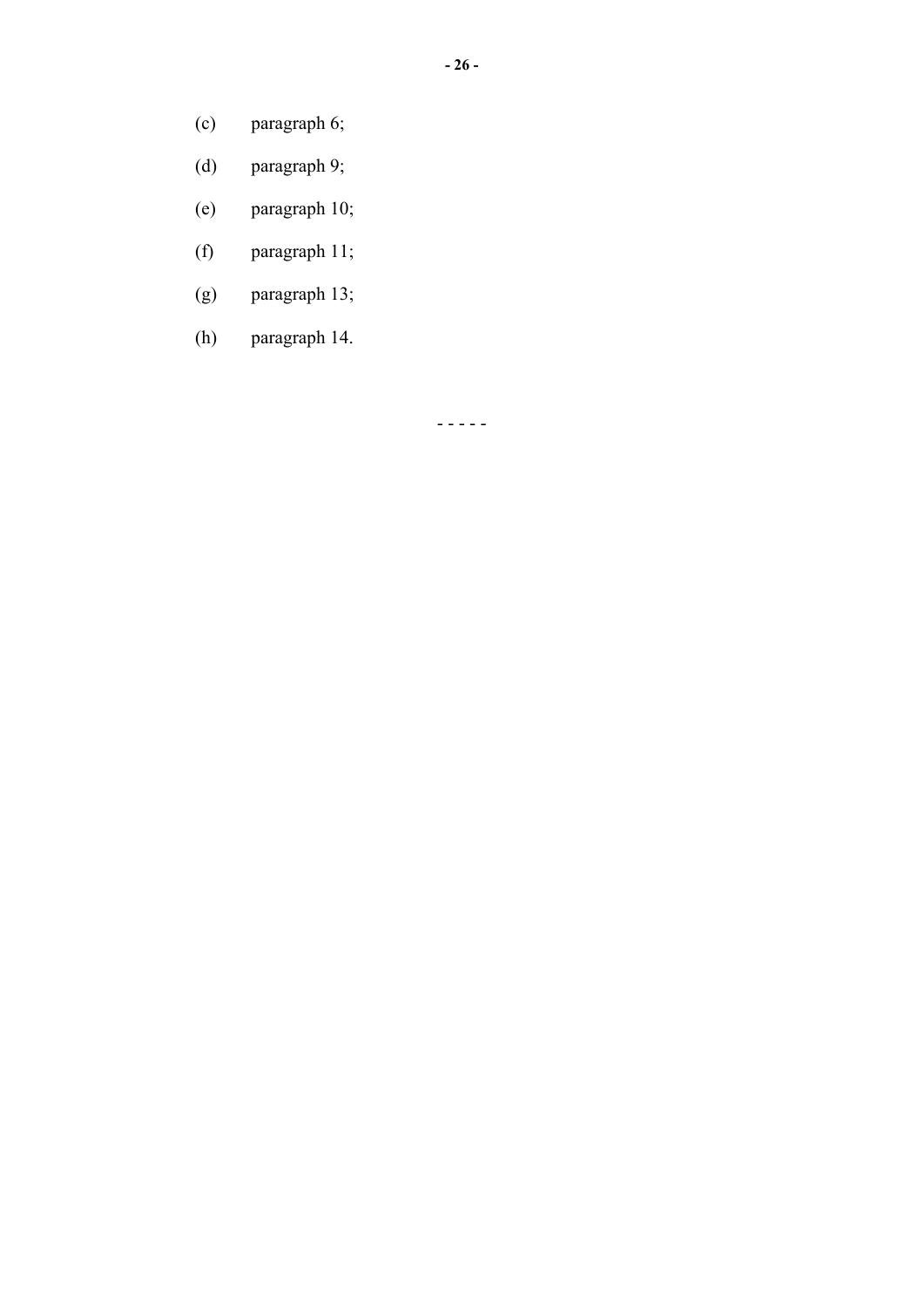(c) paragraph 6;

(d) paragraph 9;

(e) paragraph 10;

(f) paragraph 11;

(g) paragraph 13;

(h) paragraph 14.

- - - - -